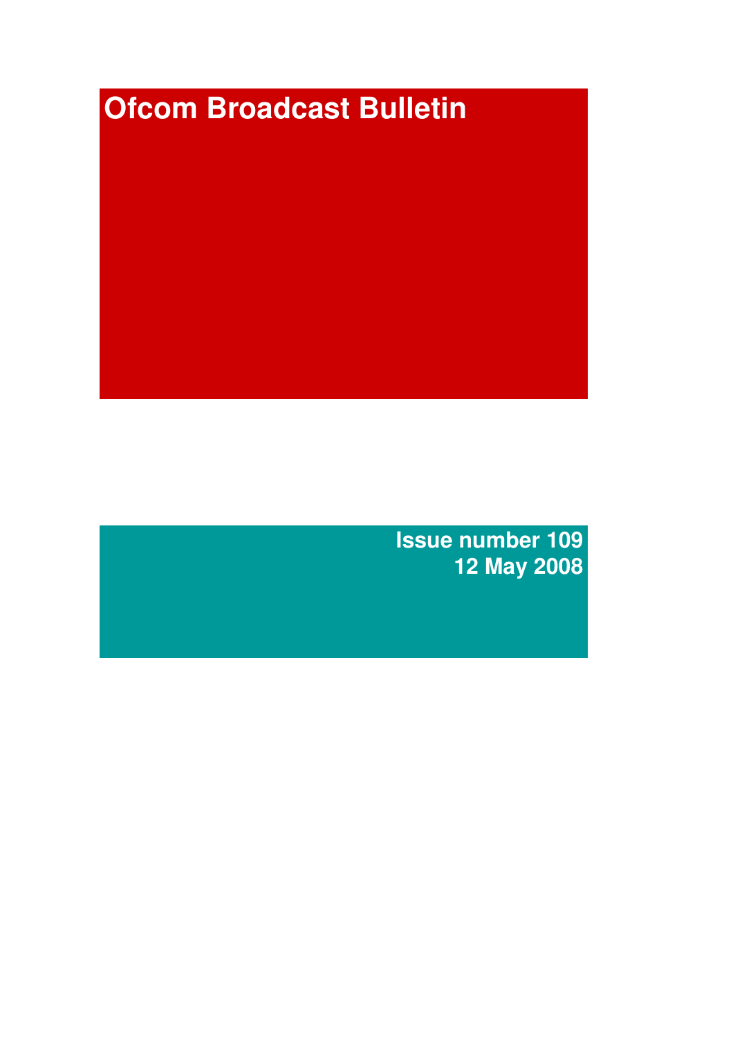# Ofcom Broadcast Bulletin

**Issue number 109**
**12 May 2008**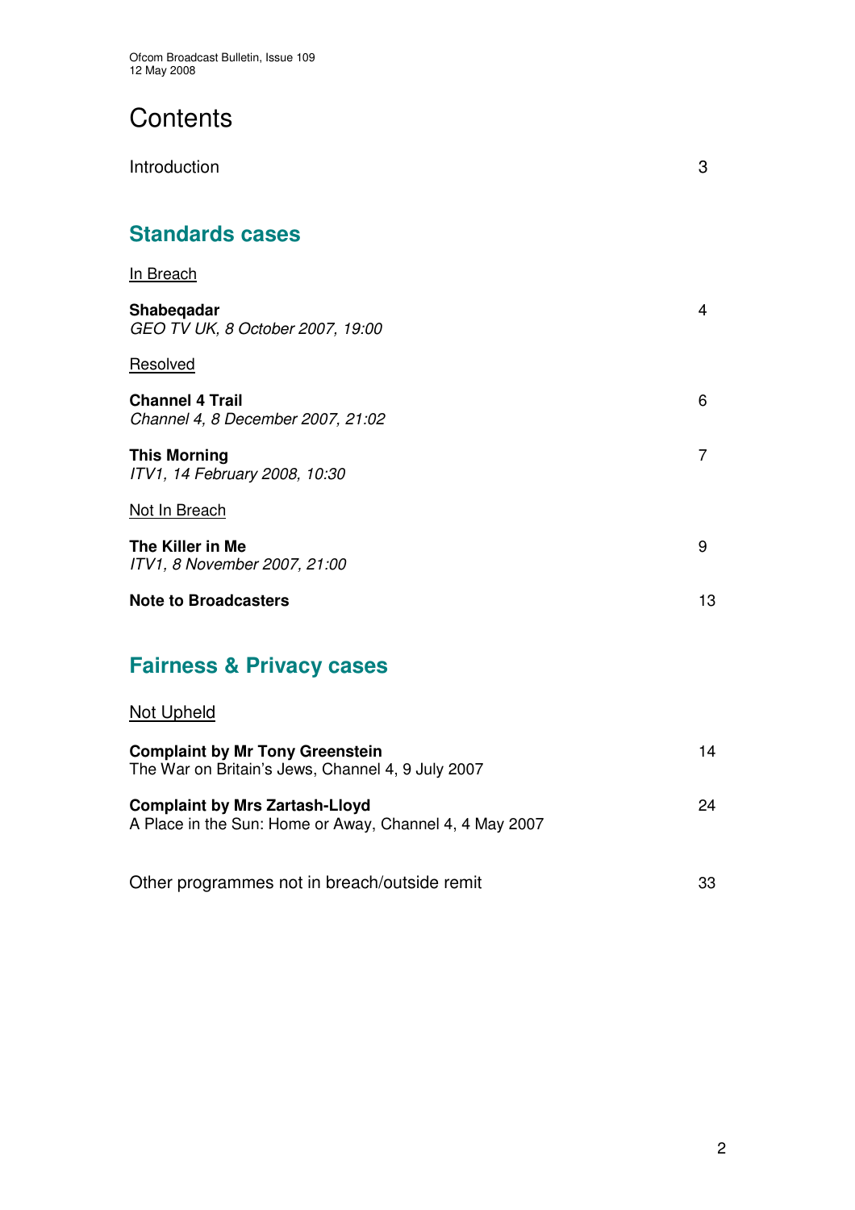# Contents

Introduction 3

## Standards cases

In Breach

**Shabeqadar** 4
*GEO TV UK, 8 October 2007, 19:00*

Resolved

**Channel 4 Trail** 6
*Channel 4, 8 December 2007, 21:02*

**This Morning** 7
*ITV1, 14 February 2008, 10:30*

Not In Breach

**The Killer in Me** 9
*ITV1, 8 November 2007, 21:00*

**Note to Broadcasters** 13

## Fairness & Privacy cases

Not Upheld

**Complaint by Mr Tony Greenstein** 14
The War on Britain's Jews, Channel 4, 9 July 2007

**Complaint by Mrs Zartash-Lloyd** 24
A Place in the Sun: Home or Away, Channel 4, 4 May 2007

Other programmes not in breach/outside remit 33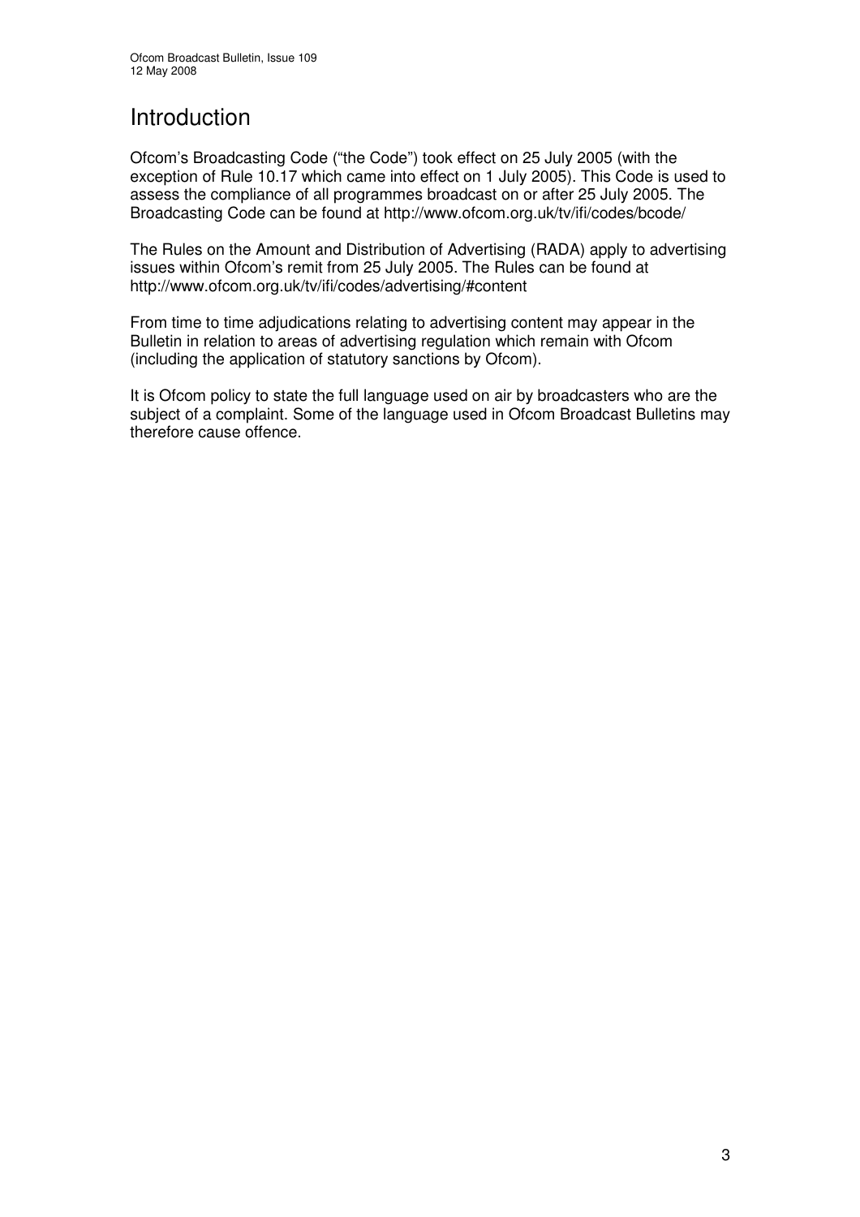# Introduction

Ofcom's Broadcasting Code ("the Code") took effect on 25 July 2005 (with the exception of Rule 10.17 which came into effect on 1 July 2005). This Code is used to assess the compliance of all programmes broadcast on or after 25 July 2005. The Broadcasting Code can be found at http://www.ofcom.org.uk/tv/ifi/codes/bcode/

The Rules on the Amount and Distribution of Advertising (RADA) apply to advertising issues within Ofcom's remit from 25 July 2005. The Rules can be found at http://www.ofcom.org.uk/tv/ifi/codes/advertising/#content

From time to time adjudications relating to advertising content may appear in the Bulletin in relation to areas of advertising regulation which remain with Ofcom (including the application of statutory sanctions by Ofcom).

It is Ofcom policy to state the full language used on air by broadcasters who are the subject of a complaint. Some of the language used in Ofcom Broadcast Bulletins may therefore cause offence.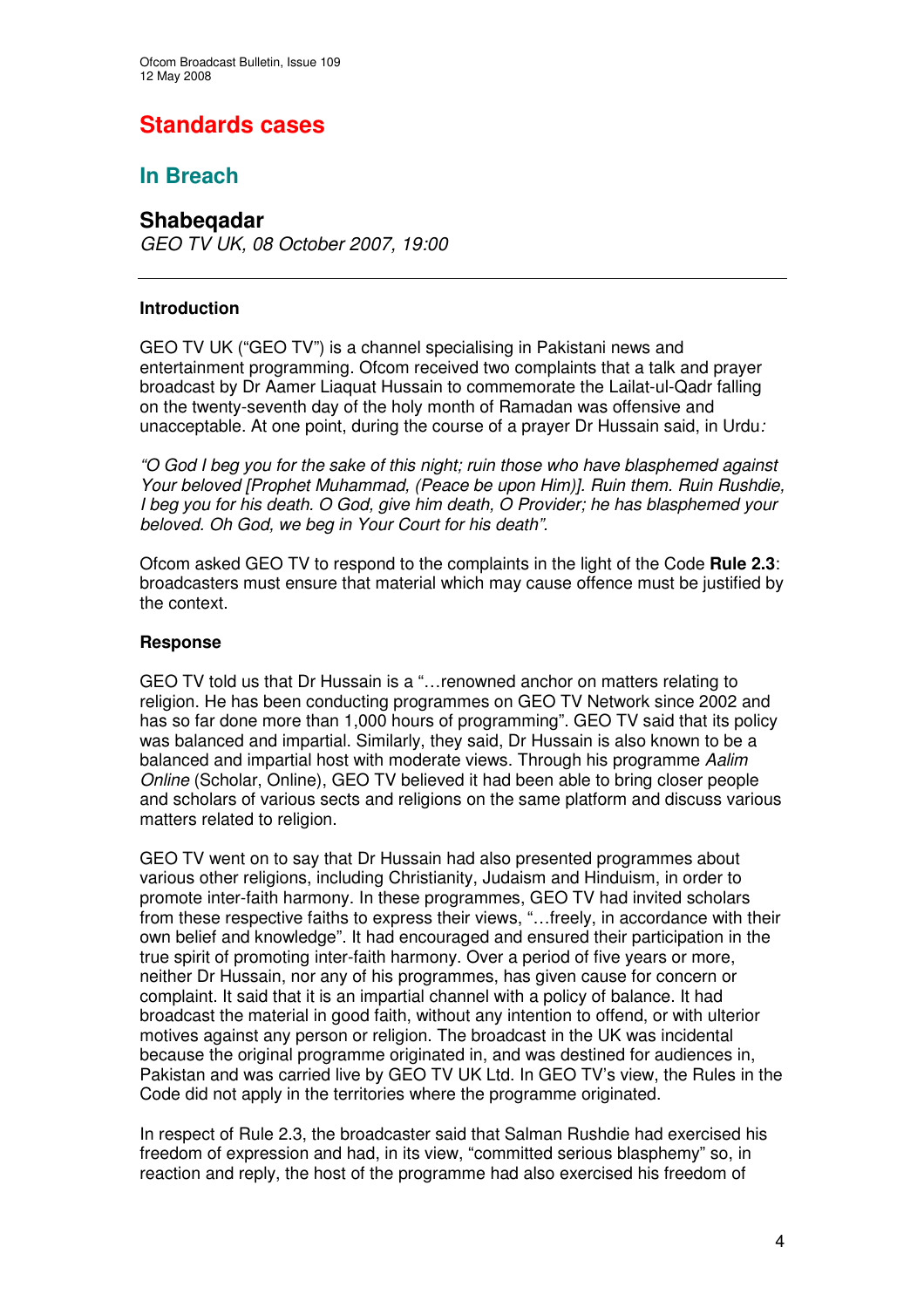# Standards cases

## In Breach

### Shabeqadar

*GEO TV UK, 08 October 2007, 19:00*

---

**Introduction**

GEO TV UK ("GEO TV") is a channel specialising in Pakistani news and entertainment programming. Ofcom received two complaints that a talk and prayer broadcast by Dr Aamer Liaquat Hussain to commemorate the Lailat-ul-Qadr falling on the twenty-seventh day of the holy month of Ramadan was offensive and unacceptable. At one point, during the course of a prayer Dr Hussain said, in Urdu*:*

*"O God I beg you for the sake of this night; ruin those who have blasphemed against Your beloved [Prophet Muhammad, (Peace be upon Him)]. Ruin them. Ruin Rushdie, I beg you for his death. O God, give him death, O Provider; he has blasphemed your beloved. Oh God, we beg in Your Court for his death".*

Ofcom asked GEO TV to respond to the complaints in the light of the Code **Rule 2.3**: broadcasters must ensure that material which may cause offence must be justified by the context.

**Response**

GEO TV told us that Dr Hussain is a "…renowned anchor on matters relating to religion. He has been conducting programmes on GEO TV Network since 2002 and has so far done more than 1,000 hours of programming". GEO TV said that its policy was balanced and impartial. Similarly, they said, Dr Hussain is also known to be a balanced and impartial host with moderate views. Through his programme *Aalim Online* (Scholar, Online), GEO TV believed it had been able to bring closer people and scholars of various sects and religions on the same platform and discuss various matters related to religion.

GEO TV went on to say that Dr Hussain had also presented programmes about various other religions, including Christianity, Judaism and Hinduism, in order to promote inter-faith harmony. In these programmes, GEO TV had invited scholars from these respective faiths to express their views, "…freely, in accordance with their own belief and knowledge". It had encouraged and ensured their participation in the true spirit of promoting inter-faith harmony. Over a period of five years or more, neither Dr Hussain, nor any of his programmes, has given cause for concern or complaint. It said that it is an impartial channel with a policy of balance. It had broadcast the material in good faith, without any intention to offend, or with ulterior motives against any person or religion. The broadcast in the UK was incidental because the original programme originated in, and was destined for audiences in, Pakistan and was carried live by GEO TV UK Ltd. In GEO TV's view, the Rules in the Code did not apply in the territories where the programme originated.

In respect of Rule 2.3, the broadcaster said that Salman Rushdie had exercised his freedom of expression and had, in its view, "committed serious blasphemy" so, in reaction and reply, the host of the programme had also exercised his freedom of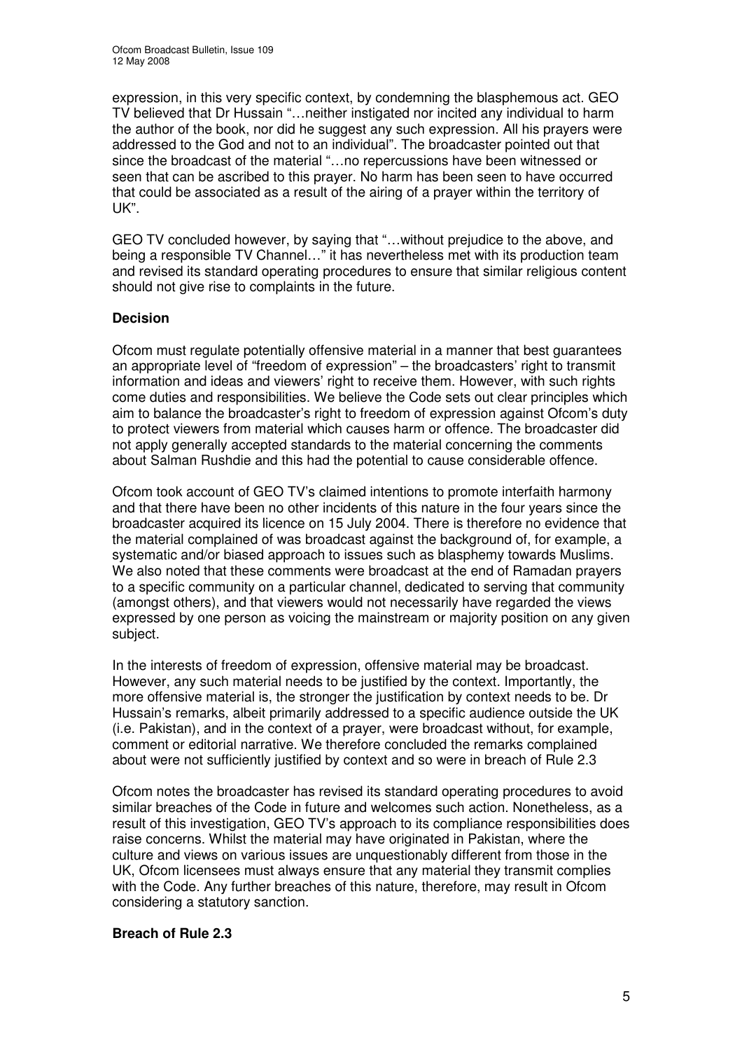expression, in this very specific context, by condemning the blasphemous act. GEO TV believed that Dr Hussain "…neither instigated nor incited any individual to harm the author of the book, nor did he suggest any such expression. All his prayers were addressed to the God and not to an individual". The broadcaster pointed out that since the broadcast of the material "…no repercussions have been witnessed or seen that can be ascribed to this prayer. No harm has been seen to have occurred that could be associated as a result of the airing of a prayer within the territory of UK".

GEO TV concluded however, by saying that "…without prejudice to the above, and being a responsible TV Channel…" it has nevertheless met with its production team and revised its standard operating procedures to ensure that similar religious content should not give rise to complaints in the future.

**Decision**

Ofcom must regulate potentially offensive material in a manner that best guarantees an appropriate level of "freedom of expression" – the broadcasters' right to transmit information and ideas and viewers' right to receive them. However, with such rights come duties and responsibilities. We believe the Code sets out clear principles which aim to balance the broadcaster's right to freedom of expression against Ofcom's duty to protect viewers from material which causes harm or offence. The broadcaster did not apply generally accepted standards to the material concerning the comments about Salman Rushdie and this had the potential to cause considerable offence.

Ofcom took account of GEO TV's claimed intentions to promote interfaith harmony and that there have been no other incidents of this nature in the four years since the broadcaster acquired its licence on 15 July 2004. There is therefore no evidence that the material complained of was broadcast against the background of, for example, a systematic and/or biased approach to issues such as blasphemy towards Muslims. We also noted that these comments were broadcast at the end of Ramadan prayers to a specific community on a particular channel, dedicated to serving that community (amongst others), and that viewers would not necessarily have regarded the views expressed by one person as voicing the mainstream or majority position on any given subject.

In the interests of freedom of expression, offensive material may be broadcast. However, any such material needs to be justified by the context. Importantly, the more offensive material is, the stronger the justification by context needs to be. Dr Hussain's remarks, albeit primarily addressed to a specific audience outside the UK (i.e. Pakistan), and in the context of a prayer, were broadcast without, for example, comment or editorial narrative. We therefore concluded the remarks complained about were not sufficiently justified by context and so were in breach of Rule 2.3

Ofcom notes the broadcaster has revised its standard operating procedures to avoid similar breaches of the Code in future and welcomes such action. Nonetheless, as a result of this investigation, GEO TV's approach to its compliance responsibilities does raise concerns. Whilst the material may have originated in Pakistan, where the culture and views on various issues are unquestionably different from those in the UK, Ofcom licensees must always ensure that any material they transmit complies with the Code. Any further breaches of this nature, therefore, may result in Ofcom considering a statutory sanction.

**Breach of Rule 2.3**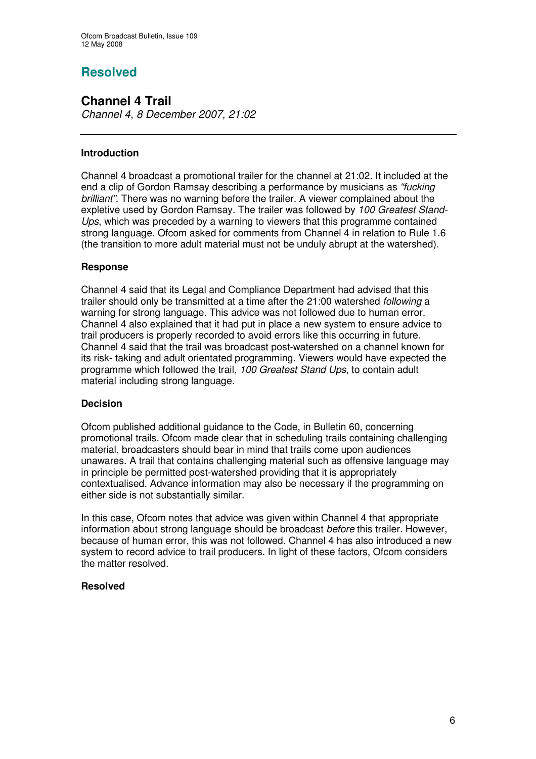# Resolved

## Channel 4 Trail

*Channel 4, 8 December 2007, 21:02*

---

### Introduction

Channel 4 broadcast a promotional trailer for the channel at 21:02. It included at the end a clip of Gordon Ramsay describing a performance by musicians as *"fucking brilliant"*. There was no warning before the trailer. A viewer complained about the expletive used by Gordon Ramsay. The trailer was followed by *100 Greatest Stand-Ups*, which was preceded by a warning to viewers that this programme contained strong language. Ofcom asked for comments from Channel 4 in relation to Rule 1.6 (the transition to more adult material must not be unduly abrupt at the watershed).

### Response

Channel 4 said that its Legal and Compliance Department had advised that this trailer should only be transmitted at a time after the 21:00 watershed *following* a warning for strong language. This advice was not followed due to human error. Channel 4 also explained that it had put in place a new system to ensure advice to trail producers is properly recorded to avoid errors like this occurring in future. Channel 4 said that the trail was broadcast post-watershed on a channel known for its risk- taking and adult orientated programming. Viewers would have expected the programme which followed the trail, *100 Greatest Stand Ups*, to contain adult material including strong language.

### Decision

Ofcom published additional guidance to the Code, in Bulletin 60, concerning promotional trails. Ofcom made clear that in scheduling trails containing challenging material, broadcasters should bear in mind that trails come upon audiences unawares. A trail that contains challenging material such as offensive language may in principle be permitted post-watershed providing that it is appropriately contextualised. Advance information may also be necessary if the programming on either side is not substantially similar.

In this case, Ofcom notes that advice was given within Channel 4 that appropriate information about strong language should be broadcast *before* this trailer. However, because of human error, this was not followed. Channel 4 has also introduced a new system to record advice to trail producers. In light of these factors, Ofcom considers the matter resolved.

**Resolved**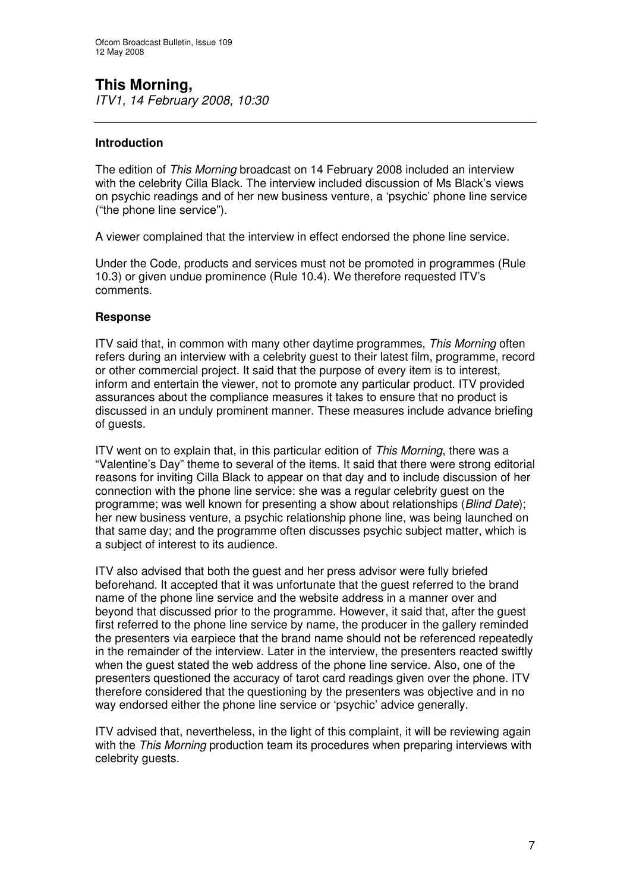## This Morning,

*ITV1, 14 February 2008, 10:30*

---

### Introduction

The edition of *This Morning* broadcast on 14 February 2008 included an interview with the celebrity Cilla Black. The interview included discussion of Ms Black's views on psychic readings and of her new business venture, a 'psychic' phone line service ("the phone line service").

A viewer complained that the interview in effect endorsed the phone line service.

Under the Code, products and services must not be promoted in programmes (Rule 10.3) or given undue prominence (Rule 10.4). We therefore requested ITV's comments.

### Response

ITV said that, in common with many other daytime programmes, *This Morning* often refers during an interview with a celebrity guest to their latest film, programme, record or other commercial project. It said that the purpose of every item is to interest, inform and entertain the viewer, not to promote any particular product. ITV provided assurances about the compliance measures it takes to ensure that no product is discussed in an unduly prominent manner. These measures include advance briefing of guests.

ITV went on to explain that, in this particular edition of *This Morning*, there was a "Valentine's Day" theme to several of the items. It said that there were strong editorial reasons for inviting Cilla Black to appear on that day and to include discussion of her connection with the phone line service: she was a regular celebrity guest on the programme; was well known for presenting a show about relationships (*Blind Date*); her new business venture, a psychic relationship phone line, was being launched on that same day; and the programme often discusses psychic subject matter, which is a subject of interest to its audience.

ITV also advised that both the guest and her press advisor were fully briefed beforehand. It accepted that it was unfortunate that the guest referred to the brand name of the phone line service and the website address in a manner over and beyond that discussed prior to the programme. However, it said that, after the guest first referred to the phone line service by name, the producer in the gallery reminded the presenters via earpiece that the brand name should not be referenced repeatedly in the remainder of the interview. Later in the interview, the presenters reacted swiftly when the guest stated the web address of the phone line service. Also, one of the presenters questioned the accuracy of tarot card readings given over the phone. ITV therefore considered that the questioning by the presenters was objective and in no way endorsed either the phone line service or 'psychic' advice generally.

ITV advised that, nevertheless, in the light of this complaint, it will be reviewing again with the *This Morning* production team its procedures when preparing interviews with celebrity guests.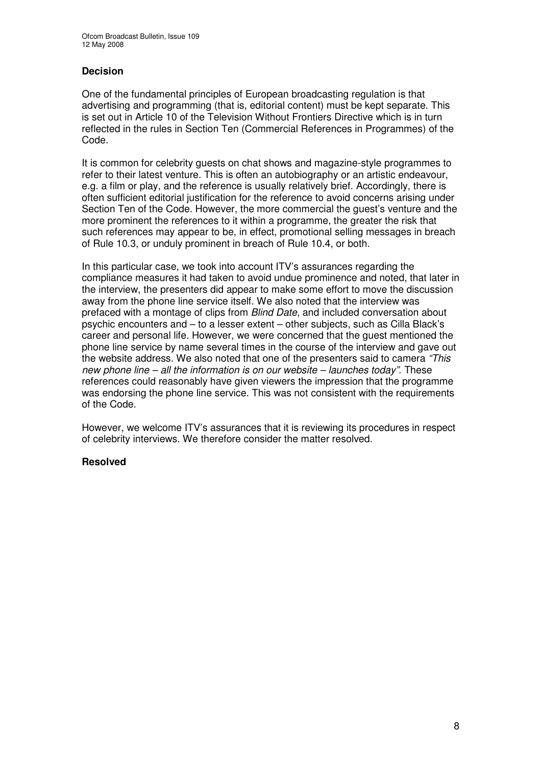### Decision

One of the fundamental principles of European broadcasting regulation is that advertising and programming (that is, editorial content) must be kept separate. This is set out in Article 10 of the Television Without Frontiers Directive which is in turn reflected in the rules in Section Ten (Commercial References in Programmes) of the Code.

It is common for celebrity guests on chat shows and magazine-style programmes to refer to their latest venture. This is often an autobiography or an artistic endeavour, e.g. a film or play, and the reference is usually relatively brief. Accordingly, there is often sufficient editorial justification for the reference to avoid concerns arising under Section Ten of the Code. However, the more commercial the guest's venture and the more prominent the references to it within a programme, the greater the risk that such references may appear to be, in effect, promotional selling messages in breach of Rule 10.3, or unduly prominent in breach of Rule 10.4, or both.

In this particular case, we took into account ITV's assurances regarding the compliance measures it had taken to avoid undue prominence and noted, that later in the interview, the presenters did appear to make some effort to move the discussion away from the phone line service itself. We also noted that the interview was prefaced with a montage of clips from *Blind Date*, and included conversation about psychic encounters and – to a lesser extent – other subjects, such as Cilla Black's career and personal life. However, we were concerned that the guest mentioned the phone line service by name several times in the course of the interview and gave out the website address. We also noted that one of the presenters said to camera *"This new phone line – all the information is on our website – launches today"*. These references could reasonably have given viewers the impression that the programme was endorsing the phone line service. This was not consistent with the requirements of the Code.

However, we welcome ITV's assurances that it is reviewing its procedures in respect of celebrity interviews. We therefore consider the matter resolved.

### Resolved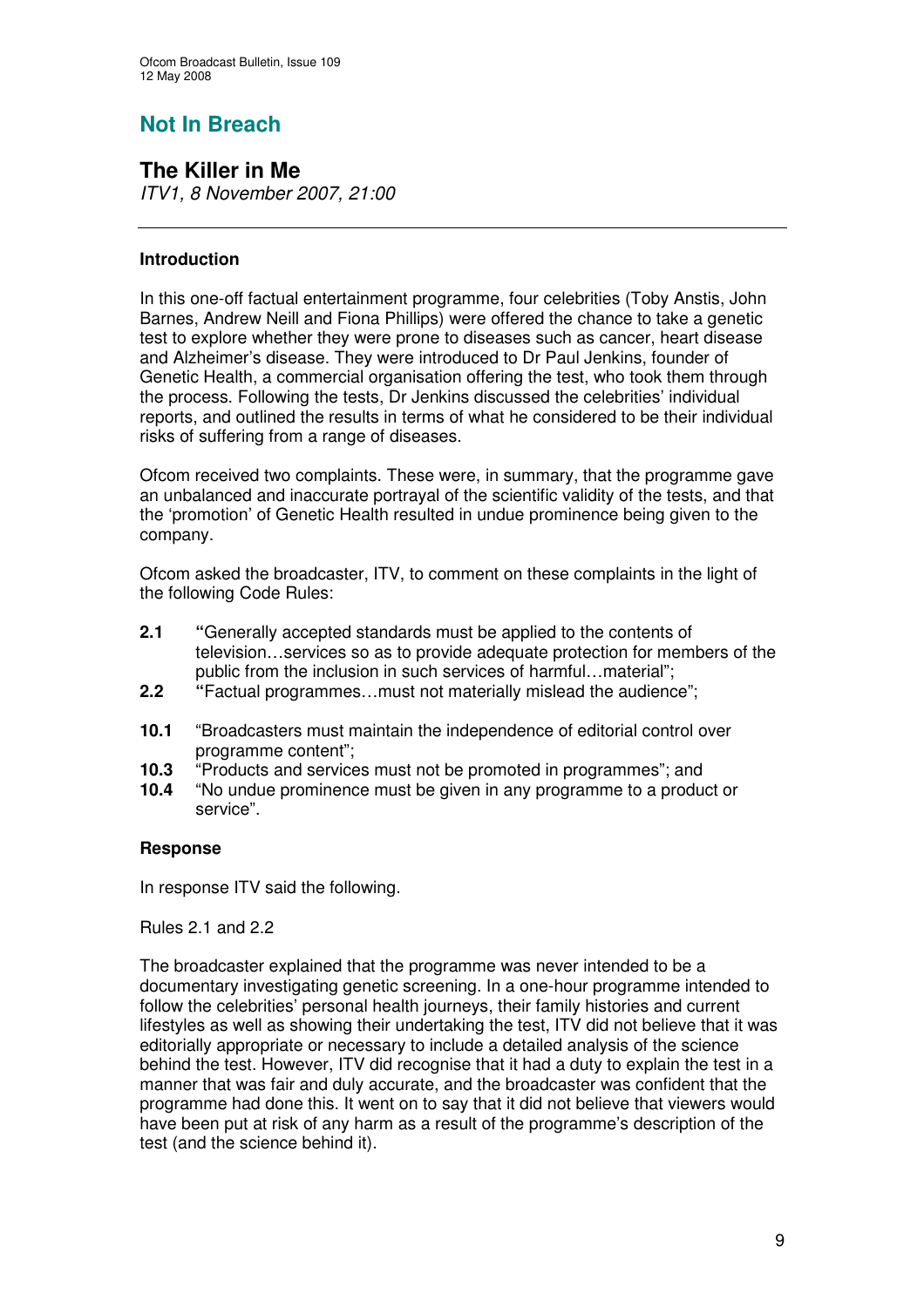## Not In Breach

## The Killer in Me

*ITV1, 8 November 2007, 21:00*

---

**Introduction**

In this one-off factual entertainment programme, four celebrities (Toby Anstis, John Barnes, Andrew Neill and Fiona Phillips) were offered the chance to take a genetic test to explore whether they were prone to diseases such as cancer, heart disease and Alzheimer's disease. They were introduced to Dr Paul Jenkins, founder of Genetic Health, a commercial organisation offering the test, who took them through the process. Following the tests, Dr Jenkins discussed the celebrities' individual reports, and outlined the results in terms of what he considered to be their individual risks of suffering from a range of diseases.

Ofcom received two complaints. These were, in summary, that the programme gave an unbalanced and inaccurate portrayal of the scientific validity of the tests, and that the 'promotion' of Genetic Health resulted in undue prominence being given to the company.

Ofcom asked the broadcaster, ITV, to comment on these complaints in the light of the following Code Rules:

- **2.1** "Generally accepted standards must be applied to the contents of television…services so as to provide adequate protection for members of the public from the inclusion in such services of harmful…material";
- **2.2** "Factual programmes…must not materially mislead the audience";
- **10.1** "Broadcasters must maintain the independence of editorial control over programme content";
- **10.3** "Products and services must not be promoted in programmes"; and
- **10.4** "No undue prominence must be given in any programme to a product or service".

**Response**

In response ITV said the following.

Rules 2.1 and 2.2

The broadcaster explained that the programme was never intended to be a documentary investigating genetic screening. In a one-hour programme intended to follow the celebrities' personal health journeys, their family histories and current lifestyles as well as showing their undertaking the test, ITV did not believe that it was editorially appropriate or necessary to include a detailed analysis of the science behind the test. However, ITV did recognise that it had a duty to explain the test in a manner that was fair and duly accurate, and the broadcaster was confident that the programme had done this. It went on to say that it did not believe that viewers would have been put at risk of any harm as a result of the programme's description of the test (and the science behind it).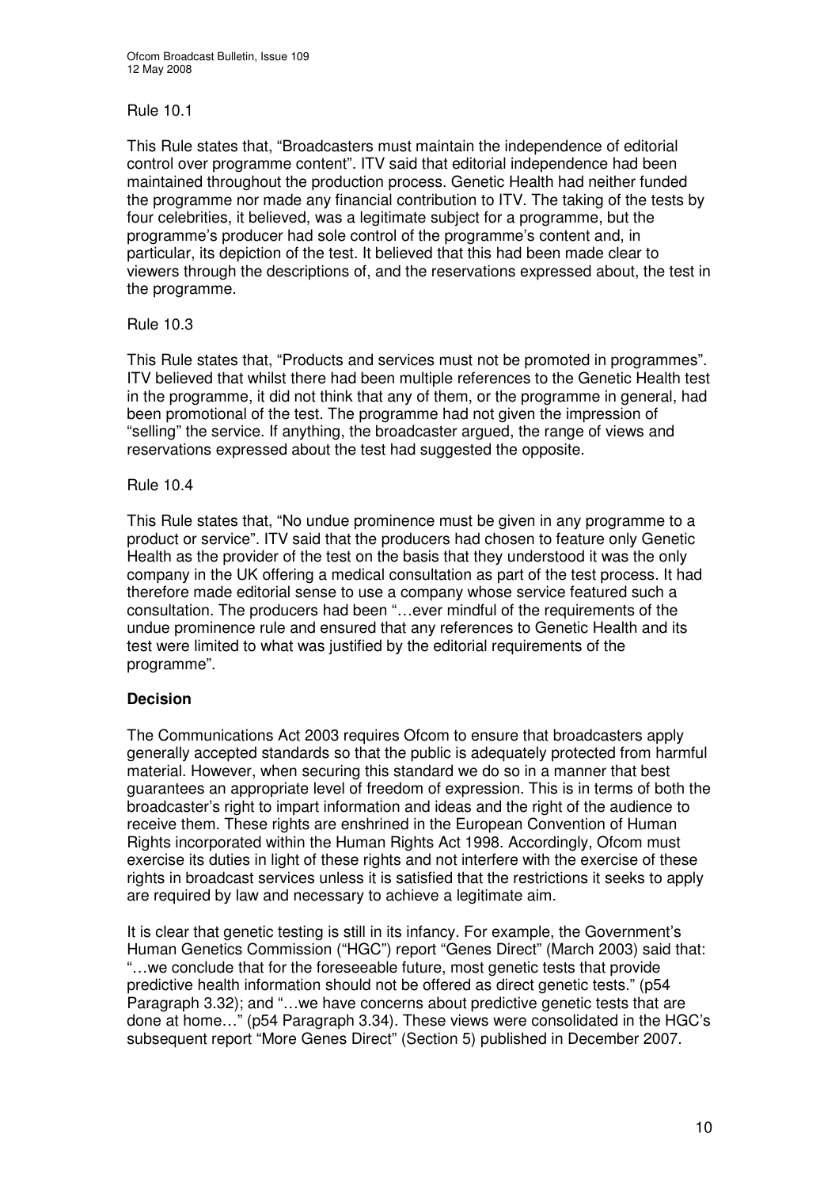Rule 10.1

This Rule states that, "Broadcasters must maintain the independence of editorial control over programme content". ITV said that editorial independence had been maintained throughout the production process. Genetic Health had neither funded the programme nor made any financial contribution to ITV. The taking of the tests by four celebrities, it believed, was a legitimate subject for a programme, but the programme's producer had sole control of the programme's content and, in particular, its depiction of the test. It believed that this had been made clear to viewers through the descriptions of, and the reservations expressed about, the test in the programme.

Rule 10.3

This Rule states that, "Products and services must not be promoted in programmes". ITV believed that whilst there had been multiple references to the Genetic Health test in the programme, it did not think that any of them, or the programme in general, had been promotional of the test. The programme had not given the impression of "selling" the service. If anything, the broadcaster argued, the range of views and reservations expressed about the test had suggested the opposite.

Rule 10.4

This Rule states that, "No undue prominence must be given in any programme to a product or service". ITV said that the producers had chosen to feature only Genetic Health as the provider of the test on the basis that they understood it was the only company in the UK offering a medical consultation as part of the test process. It had therefore made editorial sense to use a company whose service featured such a consultation. The producers had been "…ever mindful of the requirements of the undue prominence rule and ensured that any references to Genetic Health and its test were limited to what was justified by the editorial requirements of the programme".

**Decision**

The Communications Act 2003 requires Ofcom to ensure that broadcasters apply generally accepted standards so that the public is adequately protected from harmful material. However, when securing this standard we do so in a manner that best guarantees an appropriate level of freedom of expression. This is in terms of both the broadcaster's right to impart information and ideas and the right of the audience to receive them. These rights are enshrined in the European Convention of Human Rights incorporated within the Human Rights Act 1998. Accordingly, Ofcom must exercise its duties in light of these rights and not interfere with the exercise of these rights in broadcast services unless it is satisfied that the restrictions it seeks to apply are required by law and necessary to achieve a legitimate aim.

It is clear that genetic testing is still in its infancy. For example, the Government's Human Genetics Commission ("HGC") report "Genes Direct" (March 2003) said that: "…we conclude that for the foreseeable future, most genetic tests that provide predictive health information should not be offered as direct genetic tests." (p54 Paragraph 3.32); and "…we have concerns about predictive genetic tests that are done at home…" (p54 Paragraph 3.34). These views were consolidated in the HGC's subsequent report "More Genes Direct" (Section 5) published in December 2007.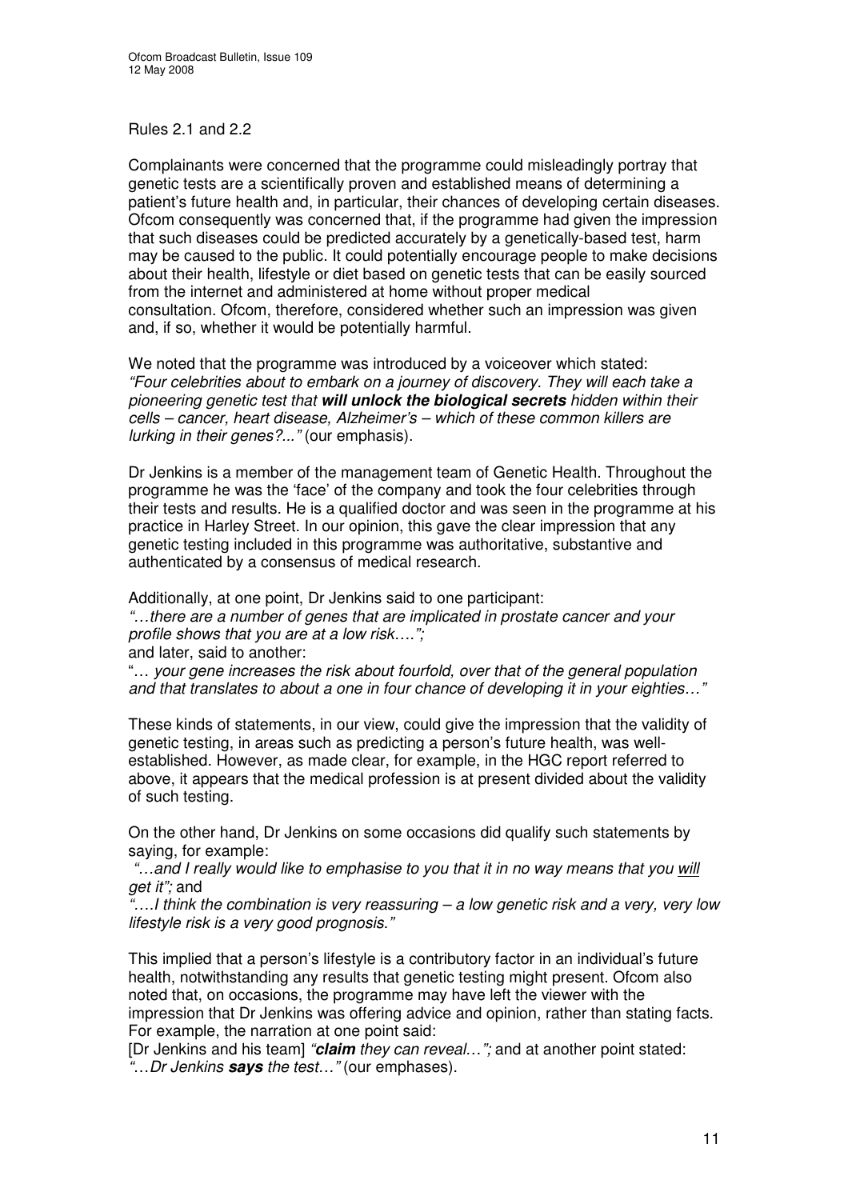Rules 2.1 and 2.2

Complainants were concerned that the programme could misleadingly portray that genetic tests are a scientifically proven and established means of determining a patient's future health and, in particular, their chances of developing certain diseases. Ofcom consequently was concerned that, if the programme had given the impression that such diseases could be predicted accurately by a genetically-based test, harm may be caused to the public. It could potentially encourage people to make decisions about their health, lifestyle or diet based on genetic tests that can be easily sourced from the internet and administered at home without proper medical consultation. Ofcom, therefore, considered whether such an impression was given and, if so, whether it would be potentially harmful.

We noted that the programme was introduced by a voiceover which stated: *"Four celebrities about to embark on a journey of discovery. They will each take a pioneering genetic test that **will unlock the biological secrets** hidden within their cells – cancer, heart disease, Alzheimer's – which of these common killers are lurking in their genes?..."* (our emphasis).

Dr Jenkins is a member of the management team of Genetic Health. Throughout the programme he was the 'face' of the company and took the four celebrities through their tests and results. He is a qualified doctor and was seen in the programme at his practice in Harley Street. In our opinion, this gave the clear impression that any genetic testing included in this programme was authoritative, substantive and authenticated by a consensus of medical research.

Additionally, at one point, Dr Jenkins said to one participant:
*"…there are a number of genes that are implicated in prostate cancer and your profile shows that you are at a low risk….";*
and later, said to another:
"… *your gene increases the risk about fourfold, over that of the general population and that translates to about a one in four chance of developing it in your eighties…"*

These kinds of statements, in our view, could give the impression that the validity of genetic testing, in areas such as predicting a person's future health, was well-established. However, as made clear, for example, in the HGC report referred to above, it appears that the medical profession is at present divided about the validity of such testing.

On the other hand, Dr Jenkins on some occasions did qualify such statements by saying, for example:
*"…and I really would like to emphasise to you that it in no way means that you <u>will</u> get it";* and
*"….I think the combination is very reassuring – a low genetic risk and a very, very low lifestyle risk is a very good prognosis."*

This implied that a person's lifestyle is a contributory factor in an individual's future health, notwithstanding any results that genetic testing might present. Ofcom also noted that, on occasions, the programme may have left the viewer with the impression that Dr Jenkins was offering advice and opinion, rather than stating facts. For example, the narration at one point said:
[Dr Jenkins and his team] *"**claim** they can reveal…";* and at another point stated:
*"…Dr Jenkins **says** the test…"* (our emphases).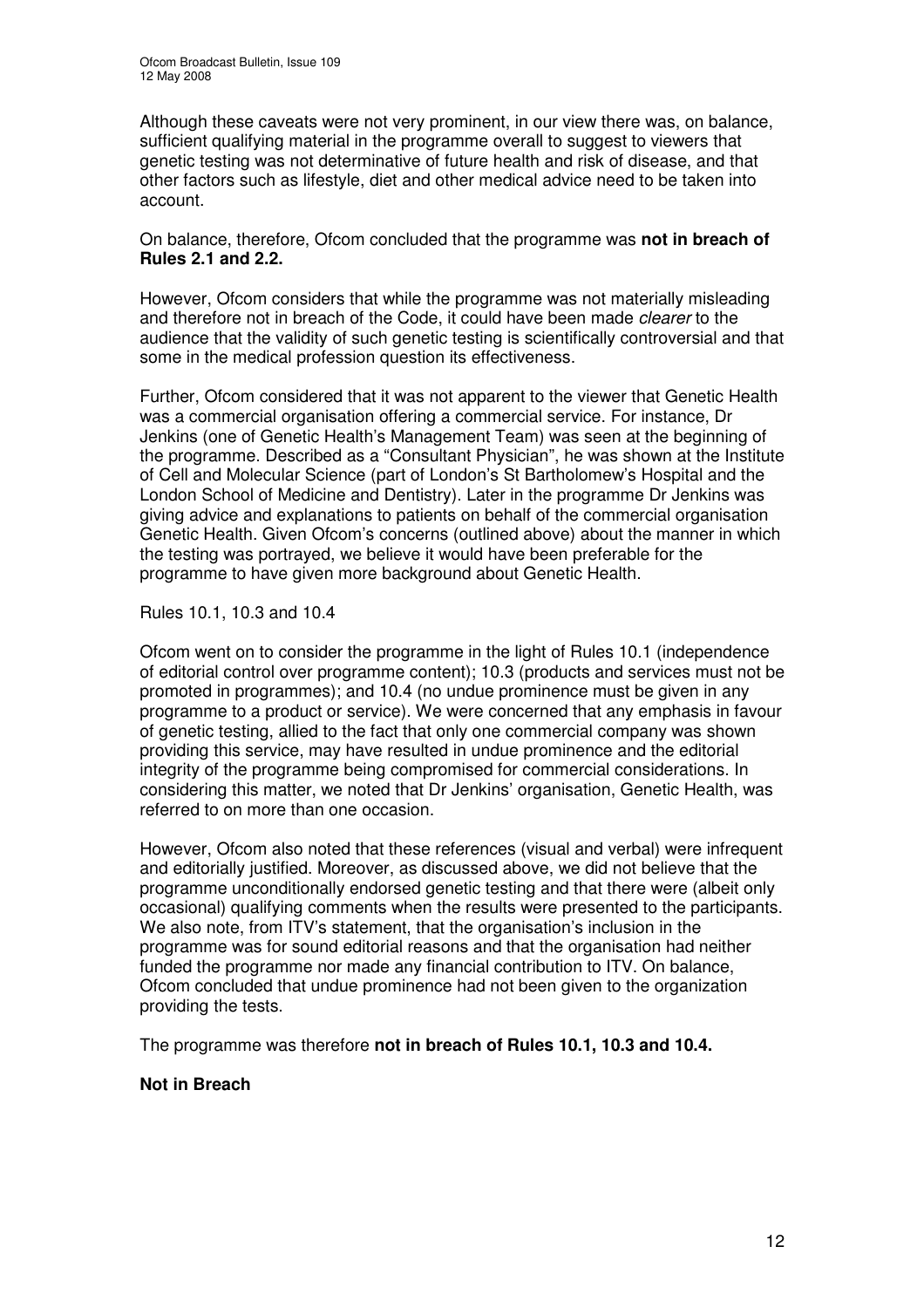Although these caveats were not very prominent, in our view there was, on balance, sufficient qualifying material in the programme overall to suggest to viewers that genetic testing was not determinative of future health and risk of disease, and that other factors such as lifestyle, diet and other medical advice need to be taken into account.

On balance, therefore, Ofcom concluded that the programme was **not in breach of Rules 2.1 and 2.2.**

However, Ofcom considers that while the programme was not materially misleading and therefore not in breach of the Code, it could have been made *clearer* to the audience that the validity of such genetic testing is scientifically controversial and that some in the medical profession question its effectiveness.

Further, Ofcom considered that it was not apparent to the viewer that Genetic Health was a commercial organisation offering a commercial service. For instance, Dr Jenkins (one of Genetic Health's Management Team) was seen at the beginning of the programme. Described as a "Consultant Physician", he was shown at the Institute of Cell and Molecular Science (part of London's St Bartholomew's Hospital and the London School of Medicine and Dentistry). Later in the programme Dr Jenkins was giving advice and explanations to patients on behalf of the commercial organisation Genetic Health. Given Ofcom's concerns (outlined above) about the manner in which the testing was portrayed, we believe it would have been preferable for the programme to have given more background about Genetic Health.

Rules 10.1, 10.3 and 10.4

Ofcom went on to consider the programme in the light of Rules 10.1 (independence of editorial control over programme content); 10.3 (products and services must not be promoted in programmes); and 10.4 (no undue prominence must be given in any programme to a product or service). We were concerned that any emphasis in favour of genetic testing, allied to the fact that only one commercial company was shown providing this service, may have resulted in undue prominence and the editorial integrity of the programme being compromised for commercial considerations. In considering this matter, we noted that Dr Jenkins' organisation, Genetic Health, was referred to on more than one occasion.

However, Ofcom also noted that these references (visual and verbal) were infrequent and editorially justified. Moreover, as discussed above, we did not believe that the programme unconditionally endorsed genetic testing and that there were (albeit only occasional) qualifying comments when the results were presented to the participants. We also note, from ITV's statement, that the organisation's inclusion in the programme was for sound editorial reasons and that the organisation had neither funded the programme nor made any financial contribution to ITV. On balance, Ofcom concluded that undue prominence had not been given to the organization providing the tests.

The programme was therefore **not in breach of Rules 10.1, 10.3 and 10.4.**

**Not in Breach**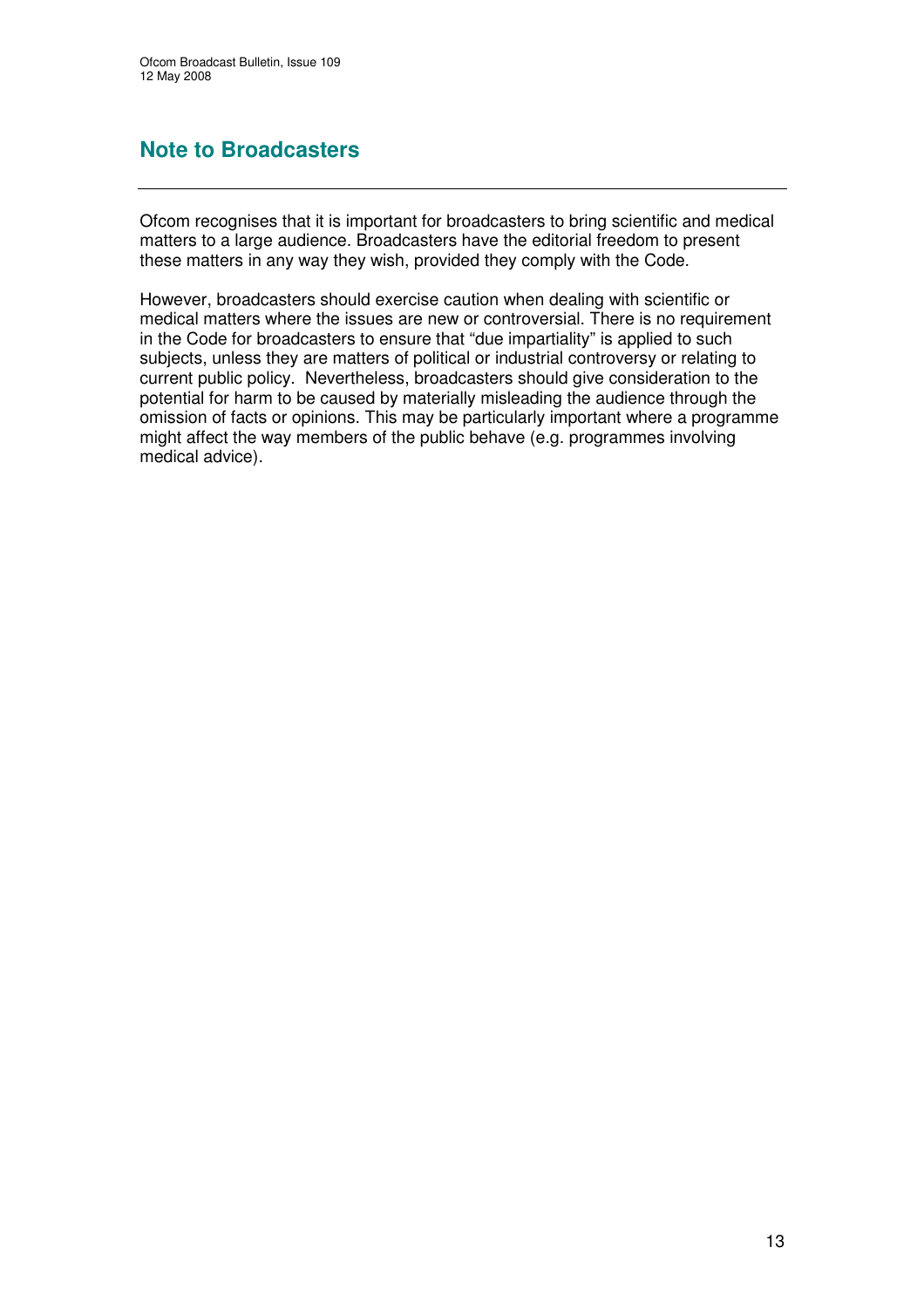## Note to Broadcasters

Ofcom recognises that it is important for broadcasters to bring scientific and medical matters to a large audience. Broadcasters have the editorial freedom to present these matters in any way they wish, provided they comply with the Code.

However, broadcasters should exercise caution when dealing with scientific or medical matters where the issues are new or controversial. There is no requirement in the Code for broadcasters to ensure that "due impartiality" is applied to such subjects, unless they are matters of political or industrial controversy or relating to current public policy. Nevertheless, broadcasters should give consideration to the potential for harm to be caused by materially misleading the audience through the omission of facts or opinions. This may be particularly important where a programme might affect the way members of the public behave (e.g. programmes involving medical advice).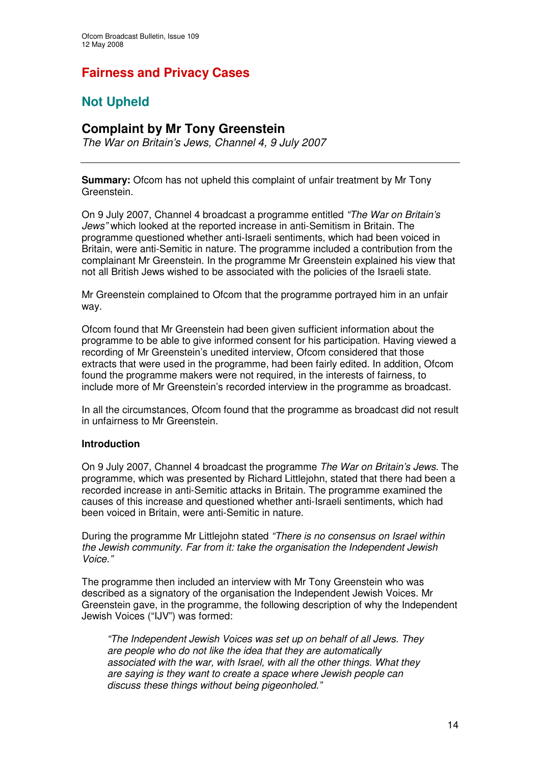# Fairness and Privacy Cases

## Not Upheld

### Complaint by Mr Tony Greenstein

*The War on Britain's Jews, Channel 4, 9 July 2007*

---

**Summary:** Ofcom has not upheld this complaint of unfair treatment by Mr Tony Greenstein.

On 9 July 2007, Channel 4 broadcast a programme entitled *"The War on Britain's Jews"* which looked at the reported increase in anti-Semitism in Britain. The programme questioned whether anti-Israeli sentiments, which had been voiced in Britain, were anti-Semitic in nature. The programme included a contribution from the complainant Mr Greenstein. In the programme Mr Greenstein explained his view that not all British Jews wished to be associated with the policies of the Israeli state.

Mr Greenstein complained to Ofcom that the programme portrayed him in an unfair way.

Ofcom found that Mr Greenstein had been given sufficient information about the programme to be able to give informed consent for his participation. Having viewed a recording of Mr Greenstein's unedited interview, Ofcom considered that those extracts that were used in the programme, had been fairly edited. In addition, Ofcom found the programme makers were not required, in the interests of fairness, to include more of Mr Greenstein's recorded interview in the programme as broadcast.

In all the circumstances, Ofcom found that the programme as broadcast did not result in unfairness to Mr Greenstein.

**Introduction**

On 9 July 2007, Channel 4 broadcast the programme *The War on Britain's Jews*. The programme, which was presented by Richard Littlejohn, stated that there had been a recorded increase in anti-Semitic attacks in Britain. The programme examined the causes of this increase and questioned whether anti-Israeli sentiments, which had been voiced in Britain, were anti-Semitic in nature.

During the programme Mr Littlejohn stated *"There is no consensus on Israel within the Jewish community. Far from it: take the organisation the Independent Jewish Voice."*

The programme then included an interview with Mr Tony Greenstein who was described as a signatory of the organisation the Independent Jewish Voices. Mr Greenstein gave, in the programme, the following description of why the Independent Jewish Voices ("IJV") was formed:

> *"The Independent Jewish Voices was set up on behalf of all Jews. They are people who do not like the idea that they are automatically associated with the war, with Israel, with all the other things. What they are saying is they want to create a space where Jewish people can discuss these things without being pigeonholed."*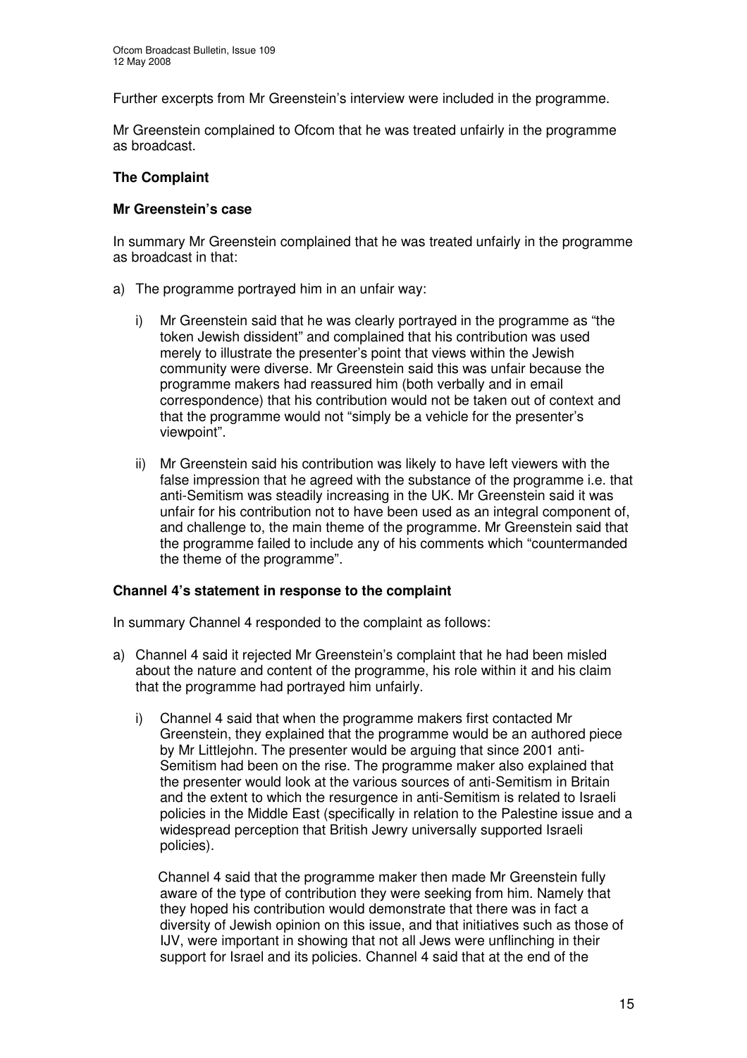Further excerpts from Mr Greenstein's interview were included in the programme.

Mr Greenstein complained to Ofcom that he was treated unfairly in the programme as broadcast.

## The Complaint

### Mr Greenstein's case

In summary Mr Greenstein complained that he was treated unfairly in the programme as broadcast in that:

a) The programme portrayed him in an unfair way:

   i) Mr Greenstein said that he was clearly portrayed in the programme as "the token Jewish dissident" and complained that his contribution was used merely to illustrate the presenter's point that views within the Jewish community were diverse. Mr Greenstein said this was unfair because the programme makers had reassured him (both verbally and in email correspondence) that his contribution would not be taken out of context and that the programme would not "simply be a vehicle for the presenter's viewpoint".

   ii) Mr Greenstein said his contribution was likely to have left viewers with the false impression that he agreed with the substance of the programme i.e. that anti-Semitism was steadily increasing in the UK. Mr Greenstein said it was unfair for his contribution not to have been used as an integral component of, and challenge to, the main theme of the programme. Mr Greenstein said that the programme failed to include any of his comments which "countermanded the theme of the programme".

### Channel 4's statement in response to the complaint

In summary Channel 4 responded to the complaint as follows:

a) Channel 4 said it rejected Mr Greenstein's complaint that he had been misled about the nature and content of the programme, his role within it and his claim that the programme had portrayed him unfairly.

   i) Channel 4 said that when the programme makers first contacted Mr Greenstein, they explained that the programme would be an authored piece by Mr Littlejohn. The presenter would be arguing that since 2001 anti-Semitism had been on the rise. The programme maker also explained that the presenter would look at the various sources of anti-Semitism in Britain and the extent to which the resurgence in anti-Semitism is related to Israeli policies in the Middle East (specifically in relation to the Palestine issue and a widespread perception that British Jewry universally supported Israeli policies).

   Channel 4 said that the programme maker then made Mr Greenstein fully aware of the type of contribution they were seeking from him. Namely that they hoped his contribution would demonstrate that there was in fact a diversity of Jewish opinion on this issue, and that initiatives such as those of IJV, were important in showing that not all Jews were unflinching in their support for Israel and its policies. Channel 4 said that at the end of the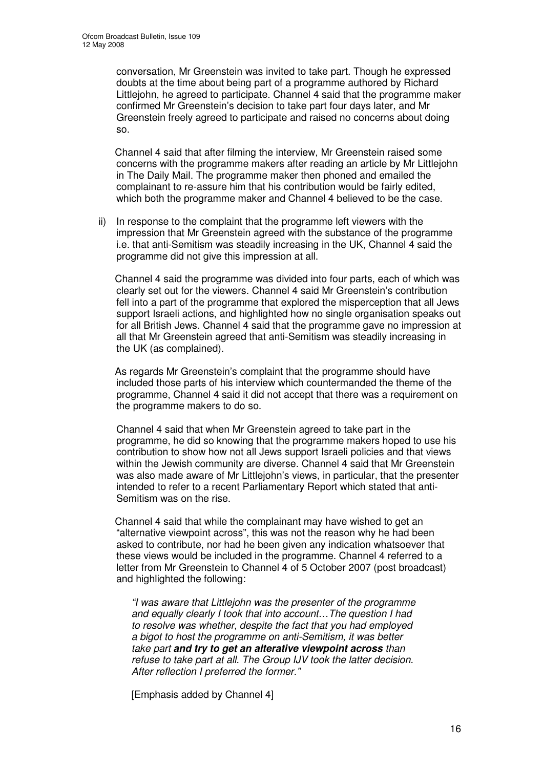conversation, Mr Greenstein was invited to take part. Though he expressed doubts at the time about being part of a programme authored by Richard Littlejohn, he agreed to participate. Channel 4 said that the programme maker confirmed Mr Greenstein's decision to take part four days later, and Mr Greenstein freely agreed to participate and raised no concerns about doing so.

Channel 4 said that after filming the interview, Mr Greenstein raised some concerns with the programme makers after reading an article by Mr Littlejohn in The Daily Mail. The programme maker then phoned and emailed the complainant to re-assure him that his contribution would be fairly edited, which both the programme maker and Channel 4 believed to be the case.

ii) In response to the complaint that the programme left viewers with the impression that Mr Greenstein agreed with the substance of the programme i.e. that anti-Semitism was steadily increasing in the UK, Channel 4 said the programme did not give this impression at all.

Channel 4 said the programme was divided into four parts, each of which was clearly set out for the viewers. Channel 4 said Mr Greenstein's contribution fell into a part of the programme that explored the misperception that all Jews support Israeli actions, and highlighted how no single organisation speaks out for all British Jews. Channel 4 said that the programme gave no impression at all that Mr Greenstein agreed that anti-Semitism was steadily increasing in the UK (as complained).

As regards Mr Greenstein's complaint that the programme should have included those parts of his interview which countermanded the theme of the programme, Channel 4 said it did not accept that there was a requirement on the programme makers to do so.

Channel 4 said that when Mr Greenstein agreed to take part in the programme, he did so knowing that the programme makers hoped to use his contribution to show how not all Jews support Israeli policies and that views within the Jewish community are diverse. Channel 4 said that Mr Greenstein was also made aware of Mr Littlejohn's views, in particular, that the presenter intended to refer to a recent Parliamentary Report which stated that anti-Semitism was on the rise.

Channel 4 said that while the complainant may have wished to get an "alternative viewpoint across", this was not the reason why he had been asked to contribute, nor had he been given any indication whatsoever that these views would be included in the programme. Channel 4 referred to a letter from Mr Greenstein to Channel 4 of 5 October 2007 (post broadcast) and highlighted the following:

> *"I was aware that Littlejohn was the presenter of the programme and equally clearly I took that into account…The question I had to resolve was whether, despite the fact that you had employed a bigot to host the programme on anti-Semitism, it was better take part* ***and try to get an alterative viewpoint across*** *than refuse to take part at all. The Group IJV took the latter decision. After reflection I preferred the former."*

[Emphasis added by Channel 4]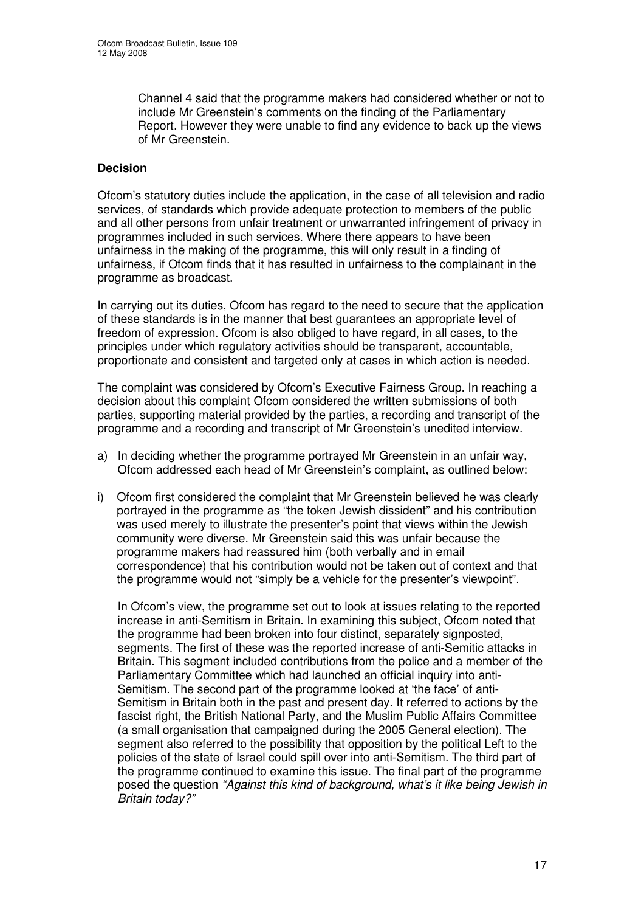Channel 4 said that the programme makers had considered whether or not to include Mr Greenstein's comments on the finding of the Parliamentary Report. However they were unable to find any evidence to back up the views of Mr Greenstein.

**Decision**

Ofcom's statutory duties include the application, in the case of all television and radio services, of standards which provide adequate protection to members of the public and all other persons from unfair treatment or unwarranted infringement of privacy in programmes included in such services. Where there appears to have been unfairness in the making of the programme, this will only result in a finding of unfairness, if Ofcom finds that it has resulted in unfairness to the complainant in the programme as broadcast.

In carrying out its duties, Ofcom has regard to the need to secure that the application of these standards is in the manner that best guarantees an appropriate level of freedom of expression. Ofcom is also obliged to have regard, in all cases, to the principles under which regulatory activities should be transparent, accountable, proportionate and consistent and targeted only at cases in which action is needed.

The complaint was considered by Ofcom's Executive Fairness Group. In reaching a decision about this complaint Ofcom considered the written submissions of both parties, supporting material provided by the parties, a recording and transcript of the programme and a recording and transcript of Mr Greenstein's unedited interview.

a) In deciding whether the programme portrayed Mr Greenstein in an unfair way, Ofcom addressed each head of Mr Greenstein's complaint, as outlined below:

i) Ofcom first considered the complaint that Mr Greenstein believed he was clearly portrayed in the programme as "the token Jewish dissident" and his contribution was used merely to illustrate the presenter's point that views within the Jewish community were diverse. Mr Greenstein said this was unfair because the programme makers had reassured him (both verbally and in email correspondence) that his contribution would not be taken out of context and that the programme would not "simply be a vehicle for the presenter's viewpoint".

   In Ofcom's view, the programme set out to look at issues relating to the reported increase in anti-Semitism in Britain. In examining this subject, Ofcom noted that the programme had been broken into four distinct, separately signposted, segments. The first of these was the reported increase of anti-Semitic attacks in Britain. This segment included contributions from the police and a member of the Parliamentary Committee which had launched an official inquiry into anti-Semitism. The second part of the programme looked at 'the face' of anti-Semitism in Britain both in the past and present day. It referred to actions by the fascist right, the British National Party, and the Muslim Public Affairs Committee (a small organisation that campaigned during the 2005 General election). The segment also referred to the possibility that opposition by the political Left to the policies of the state of Israel could spill over into anti-Semitism. The third part of the programme continued to examine this issue. The final part of the programme posed the question *"Against this kind of background, what's it like being Jewish in Britain today?"*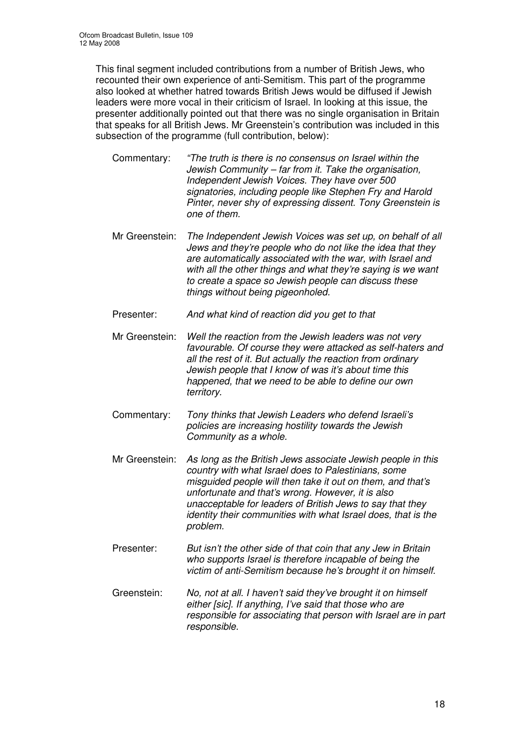This final segment included contributions from a number of British Jews, who recounted their own experience of anti-Semitism. This part of the programme also looked at whether hatred towards British Jews would be diffused if Jewish leaders were more vocal in their criticism of Israel. In looking at this issue, the presenter additionally pointed out that there was no single organisation in Britain that speaks for all British Jews. Mr Greenstein's contribution was included in this subsection of the programme (full contribution, below):

Commentary: *"The truth is there is no consensus on Israel within the Jewish Community – far from it. Take the organisation, Independent Jewish Voices. They have over 500 signatories, including people like Stephen Fry and Harold Pinter, never shy of expressing dissent. Tony Greenstein is one of them.*

Mr Greenstein: *The Independent Jewish Voices was set up, on behalf of all Jews and they're people who do not like the idea that they are automatically associated with the war, with Israel and with all the other things and what they're saying is we want to create a space so Jewish people can discuss these things without being pigeonholed.*

Presenter: *And what kind of reaction did you get to that*

Mr Greenstein: *Well the reaction from the Jewish leaders was not very favourable. Of course they were attacked as self-haters and all the rest of it. But actually the reaction from ordinary Jewish people that I know of was it's about time this happened, that we need to be able to define our own territory.*

Commentary: *Tony thinks that Jewish Leaders who defend Israeli's policies are increasing hostility towards the Jewish Community as a whole.*

Mr Greenstein: *As long as the British Jews associate Jewish people in this country with what Israel does to Palestinians, some misguided people will then take it out on them, and that's unfortunate and that's wrong. However, it is also unacceptable for leaders of British Jews to say that they identity their communities with what Israel does, that is the problem.*

Presenter: *But isn't the other side of that coin that any Jew in Britain who supports Israel is therefore incapable of being the victim of anti-Semitism because he's brought it on himself.*

Greenstein: *No, not at all. I haven't said they've brought it on himself either [sic]. If anything, I've said that those who are responsible for associating that person with Israel are in part responsible.*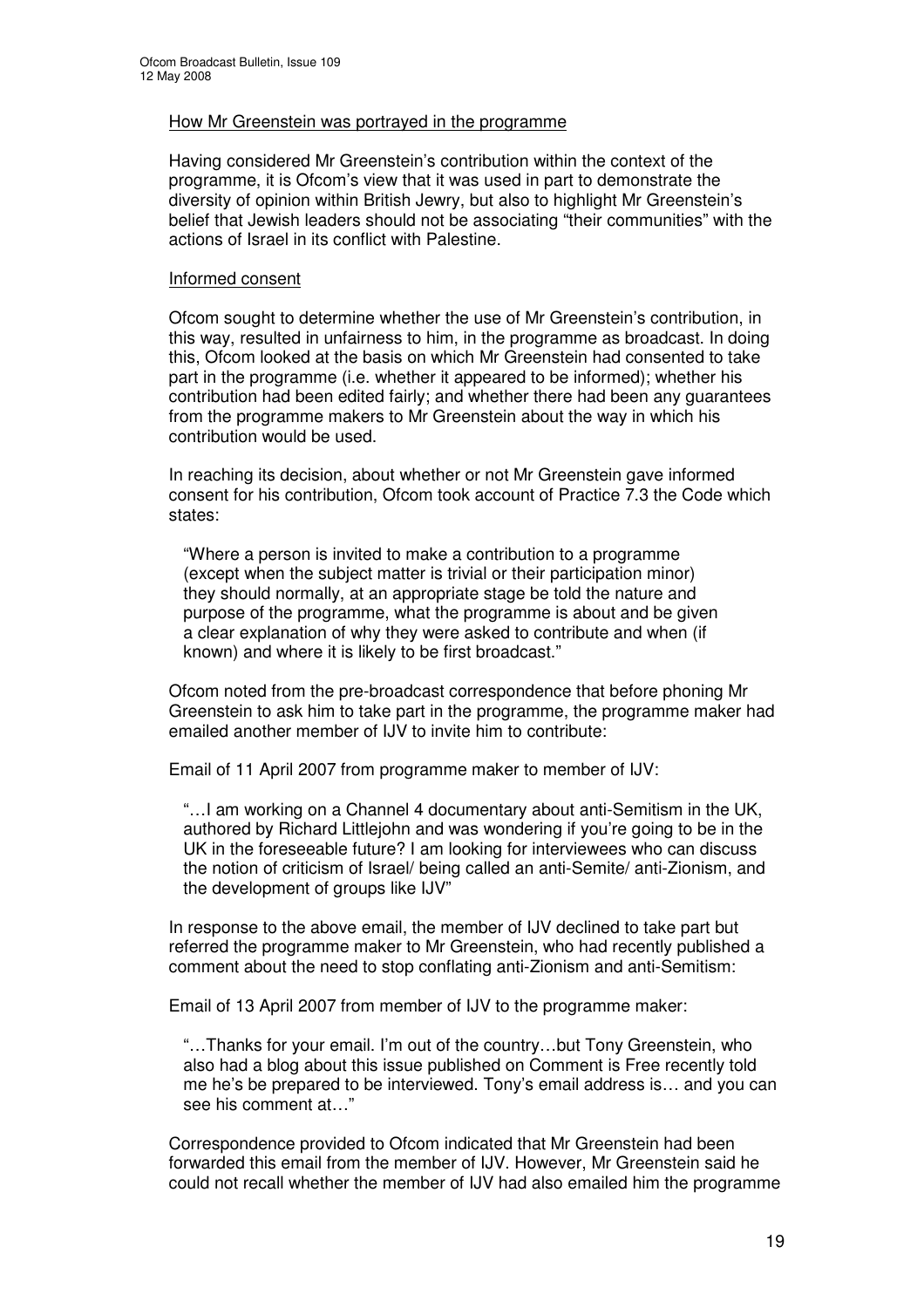How Mr Greenstein was portrayed in the programme

Having considered Mr Greenstein's contribution within the context of the programme, it is Ofcom's view that it was used in part to demonstrate the diversity of opinion within British Jewry, but also to highlight Mr Greenstein's belief that Jewish leaders should not be associating "their communities" with the actions of Israel in its conflict with Palestine.

Informed consent

Ofcom sought to determine whether the use of Mr Greenstein's contribution, in this way, resulted in unfairness to him, in the programme as broadcast. In doing this, Ofcom looked at the basis on which Mr Greenstein had consented to take part in the programme (i.e. whether it appeared to be informed); whether his contribution had been edited fairly; and whether there had been any guarantees from the programme makers to Mr Greenstein about the way in which his contribution would be used.

In reaching its decision, about whether or not Mr Greenstein gave informed consent for his contribution, Ofcom took account of Practice 7.3 the Code which states:

> "Where a person is invited to make a contribution to a programme (except when the subject matter is trivial or their participation minor) they should normally, at an appropriate stage be told the nature and purpose of the programme, what the programme is about and be given a clear explanation of why they were asked to contribute and when (if known) and where it is likely to be first broadcast."

Ofcom noted from the pre-broadcast correspondence that before phoning Mr Greenstein to ask him to take part in the programme, the programme maker had emailed another member of IJV to invite him to contribute:

Email of 11 April 2007 from programme maker to member of IJV:

> "…I am working on a Channel 4 documentary about anti-Semitism in the UK, authored by Richard Littlejohn and was wondering if you're going to be in the UK in the foreseeable future? I am looking for interviewees who can discuss the notion of criticism of Israel/ being called an anti-Semite/ anti-Zionism, and the development of groups like IJV"

In response to the above email, the member of IJV declined to take part but referred the programme maker to Mr Greenstein, who had recently published a comment about the need to stop conflating anti-Zionism and anti-Semitism:

Email of 13 April 2007 from member of IJV to the programme maker:

> "…Thanks for your email. I'm out of the country…but Tony Greenstein, who also had a blog about this issue published on Comment is Free recently told me he's be prepared to be interviewed. Tony's email address is… and you can see his comment at…"

Correspondence provided to Ofcom indicated that Mr Greenstein had been forwarded this email from the member of IJV. However, Mr Greenstein said he could not recall whether the member of IJV had also emailed him the programme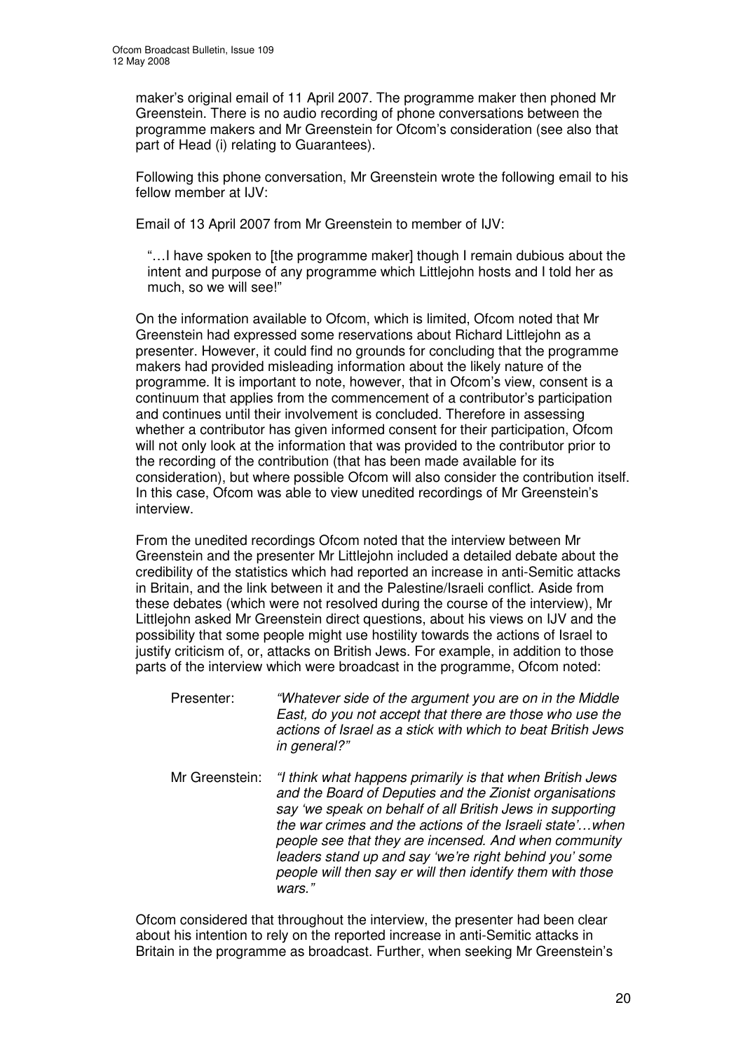maker's original email of 11 April 2007. The programme maker then phoned Mr Greenstein. There is no audio recording of phone conversations between the programme makers and Mr Greenstein for Ofcom's consideration (see also that part of Head (i) relating to Guarantees).

Following this phone conversation, Mr Greenstein wrote the following email to his fellow member at IJV:

Email of 13 April 2007 from Mr Greenstein to member of IJV:

> "…I have spoken to [the programme maker] though I remain dubious about the intent and purpose of any programme which Littlejohn hosts and I told her as much, so we will see!"

On the information available to Ofcom, which is limited, Ofcom noted that Mr Greenstein had expressed some reservations about Richard Littlejohn as a presenter. However, it could find no grounds for concluding that the programme makers had provided misleading information about the likely nature of the programme. It is important to note, however, that in Ofcom's view, consent is a continuum that applies from the commencement of a contributor's participation and continues until their involvement is concluded. Therefore in assessing whether a contributor has given informed consent for their participation, Ofcom will not only look at the information that was provided to the contributor prior to the recording of the contribution (that has been made available for its consideration), but where possible Ofcom will also consider the contribution itself. In this case, Ofcom was able to view unedited recordings of Mr Greenstein's interview.

From the unedited recordings Ofcom noted that the interview between Mr Greenstein and the presenter Mr Littlejohn included a detailed debate about the credibility of the statistics which had reported an increase in anti-Semitic attacks in Britain, and the link between it and the Palestine/Israeli conflict. Aside from these debates (which were not resolved during the course of the interview), Mr Littlejohn asked Mr Greenstein direct questions, about his views on IJV and the possibility that some people might use hostility towards the actions of Israel to justify criticism of, or, attacks on British Jews. For example, in addition to those parts of the interview which were broadcast in the programme, Ofcom noted:

> Presenter: *"Whatever side of the argument you are on in the Middle East, do you not accept that there are those who use the actions of Israel as a stick with which to beat British Jews in general?"*
>
> Mr Greenstein: *"I think what happens primarily is that when British Jews and the Board of Deputies and the Zionist organisations say 'we speak on behalf of all British Jews in supporting the war crimes and the actions of the Israeli state'…when people see that they are incensed. And when community leaders stand up and say 'we're right behind you' some people will then say er will then identify them with those wars."*

Ofcom considered that throughout the interview, the presenter had been clear about his intention to rely on the reported increase in anti-Semitic attacks in Britain in the programme as broadcast. Further, when seeking Mr Greenstein's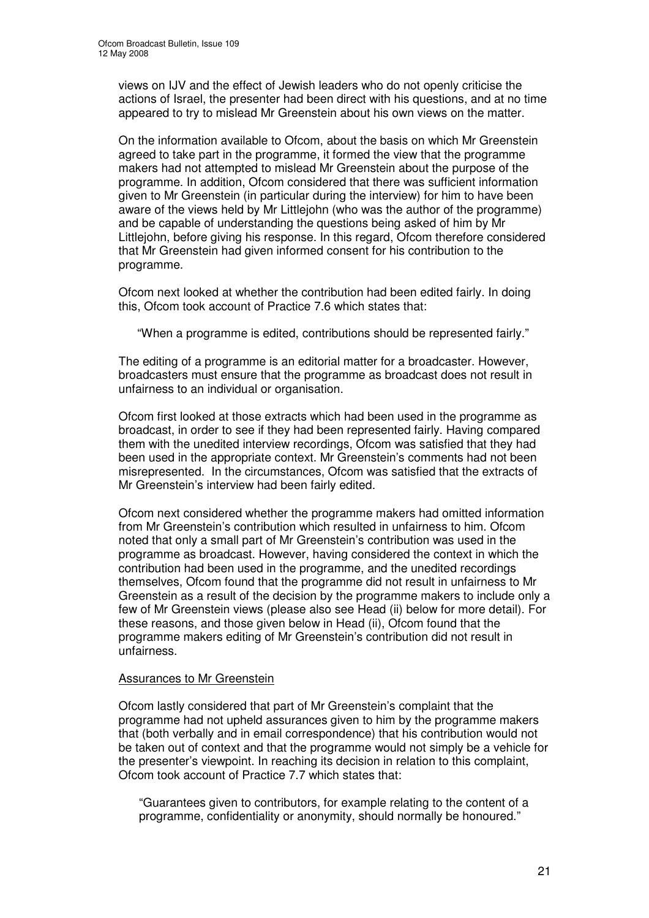views on IJV and the effect of Jewish leaders who do not openly criticise the actions of Israel, the presenter had been direct with his questions, and at no time appeared to try to mislead Mr Greenstein about his own views on the matter.

On the information available to Ofcom, about the basis on which Mr Greenstein agreed to take part in the programme, it formed the view that the programme makers had not attempted to mislead Mr Greenstein about the purpose of the programme. In addition, Ofcom considered that there was sufficient information given to Mr Greenstein (in particular during the interview) for him to have been aware of the views held by Mr Littlejohn (who was the author of the programme) and be capable of understanding the questions being asked of him by Mr Littlejohn, before giving his response. In this regard, Ofcom therefore considered that Mr Greenstein had given informed consent for his contribution to the programme.

Ofcom next looked at whether the contribution had been edited fairly. In doing this, Ofcom took account of Practice 7.6 which states that:

> "When a programme is edited, contributions should be represented fairly."

The editing of a programme is an editorial matter for a broadcaster. However, broadcasters must ensure that the programme as broadcast does not result in unfairness to an individual or organisation.

Ofcom first looked at those extracts which had been used in the programme as broadcast, in order to see if they had been represented fairly. Having compared them with the unedited interview recordings, Ofcom was satisfied that they had been used in the appropriate context. Mr Greenstein's comments had not been misrepresented. In the circumstances, Ofcom was satisfied that the extracts of Mr Greenstein's interview had been fairly edited.

Ofcom next considered whether the programme makers had omitted information from Mr Greenstein's contribution which resulted in unfairness to him. Ofcom noted that only a small part of Mr Greenstein's contribution was used in the programme as broadcast. However, having considered the context in which the contribution had been used in the programme, and the unedited recordings themselves, Ofcom found that the programme did not result in unfairness to Mr Greenstein as a result of the decision by the programme makers to include only a few of Mr Greenstein views (please also see Head (ii) below for more detail). For these reasons, and those given below in Head (ii), Ofcom found that the programme makers editing of Mr Greenstein's contribution did not result in unfairness.

Assurances to Mr Greenstein

Ofcom lastly considered that part of Mr Greenstein's complaint that the programme had not upheld assurances given to him by the programme makers that (both verbally and in email correspondence) that his contribution would not be taken out of context and that the programme would not simply be a vehicle for the presenter's viewpoint. In reaching its decision in relation to this complaint, Ofcom took account of Practice 7.7 which states that:

> "Guarantees given to contributors, for example relating to the content of a programme, confidentiality or anonymity, should normally be honoured."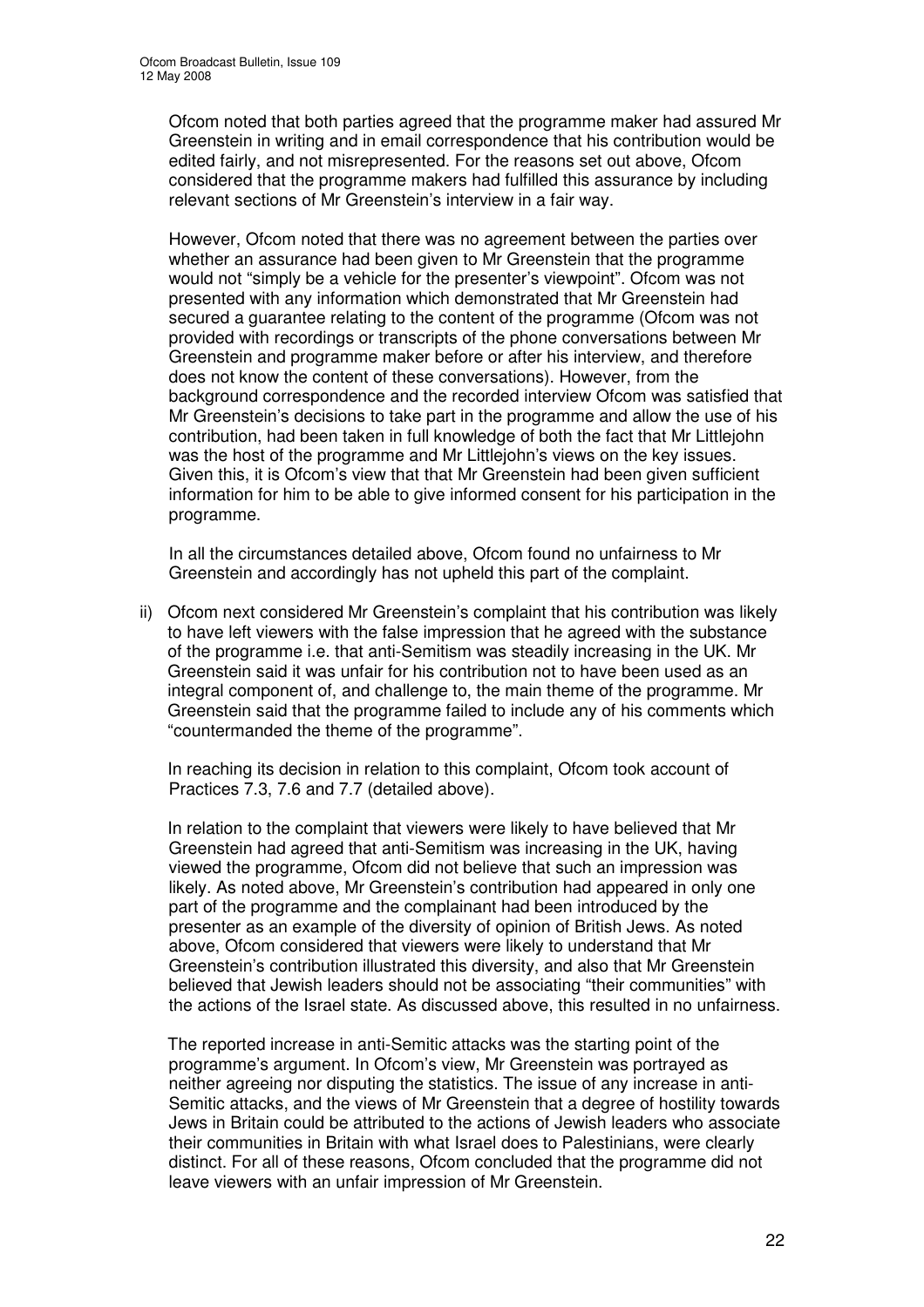Ofcom noted that both parties agreed that the programme maker had assured Mr Greenstein in writing and in email correspondence that his contribution would be edited fairly, and not misrepresented. For the reasons set out above, Ofcom considered that the programme makers had fulfilled this assurance by including relevant sections of Mr Greenstein's interview in a fair way.

However, Ofcom noted that there was no agreement between the parties over whether an assurance had been given to Mr Greenstein that the programme would not "simply be a vehicle for the presenter's viewpoint". Ofcom was not presented with any information which demonstrated that Mr Greenstein had secured a guarantee relating to the content of the programme (Ofcom was not provided with recordings or transcripts of the phone conversations between Mr Greenstein and programme maker before or after his interview, and therefore does not know the content of these conversations). However, from the background correspondence and the recorded interview Ofcom was satisfied that Mr Greenstein's decisions to take part in the programme and allow the use of his contribution, had been taken in full knowledge of both the fact that Mr Littlejohn was the host of the programme and Mr Littlejohn's views on the key issues. Given this, it is Ofcom's view that that Mr Greenstein had been given sufficient information for him to be able to give informed consent for his participation in the programme.

In all the circumstances detailed above, Ofcom found no unfairness to Mr Greenstein and accordingly has not upheld this part of the complaint.

ii) Ofcom next considered Mr Greenstein's complaint that his contribution was likely to have left viewers with the false impression that he agreed with the substance of the programme i.e. that anti-Semitism was steadily increasing in the UK. Mr Greenstein said it was unfair for his contribution not to have been used as an integral component of, and challenge to, the main theme of the programme. Mr Greenstein said that the programme failed to include any of his comments which "countermanded the theme of the programme".

In reaching its decision in relation to this complaint, Ofcom took account of Practices 7.3, 7.6 and 7.7 (detailed above).

In relation to the complaint that viewers were likely to have believed that Mr Greenstein had agreed that anti-Semitism was increasing in the UK, having viewed the programme, Ofcom did not believe that such an impression was likely. As noted above, Mr Greenstein's contribution had appeared in only one part of the programme and the complainant had been introduced by the presenter as an example of the diversity of opinion of British Jews. As noted above, Ofcom considered that viewers were likely to understand that Mr Greenstein's contribution illustrated this diversity, and also that Mr Greenstein believed that Jewish leaders should not be associating "their communities" with the actions of the Israel state. As discussed above, this resulted in no unfairness.

The reported increase in anti-Semitic attacks was the starting point of the programme's argument. In Ofcom's view, Mr Greenstein was portrayed as neither agreeing nor disputing the statistics. The issue of any increase in anti-Semitic attacks, and the views of Mr Greenstein that a degree of hostility towards Jews in Britain could be attributed to the actions of Jewish leaders who associate their communities in Britain with what Israel does to Palestinians, were clearly distinct. For all of these reasons, Ofcom concluded that the programme did not leave viewers with an unfair impression of Mr Greenstein.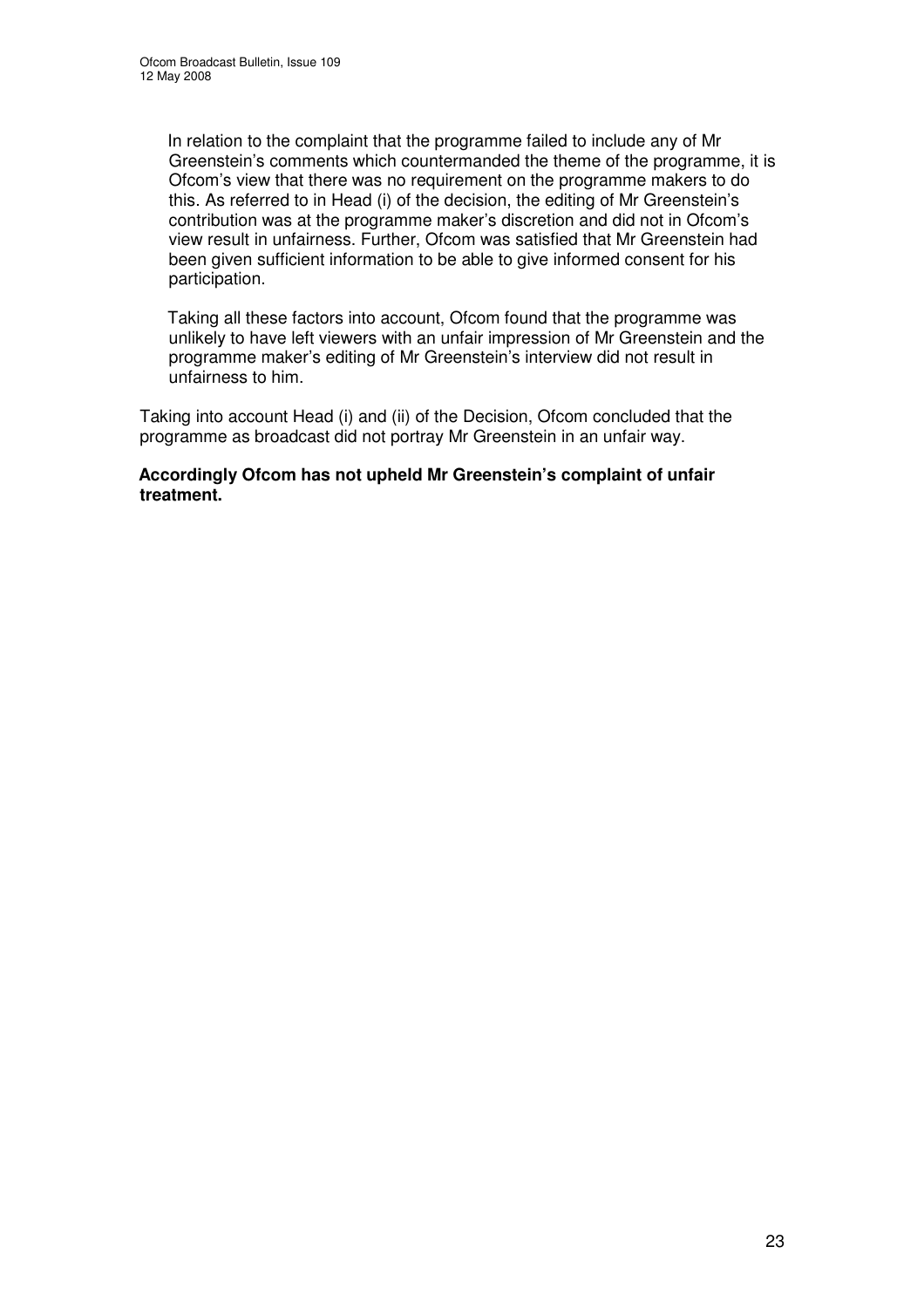In relation to the complaint that the programme failed to include any of Mr Greenstein's comments which countermanded the theme of the programme, it is Ofcom's view that there was no requirement on the programme makers to do this. As referred to in Head (i) of the decision, the editing of Mr Greenstein's contribution was at the programme maker's discretion and did not in Ofcom's view result in unfairness. Further, Ofcom was satisfied that Mr Greenstein had been given sufficient information to be able to give informed consent for his participation.

Taking all these factors into account, Ofcom found that the programme was unlikely to have left viewers with an unfair impression of Mr Greenstein and the programme maker's editing of Mr Greenstein's interview did not result in unfairness to him.

Taking into account Head (i) and (ii) of the Decision, Ofcom concluded that the programme as broadcast did not portray Mr Greenstein in an unfair way.

**Accordingly Ofcom has not upheld Mr Greenstein's complaint of unfair treatment.**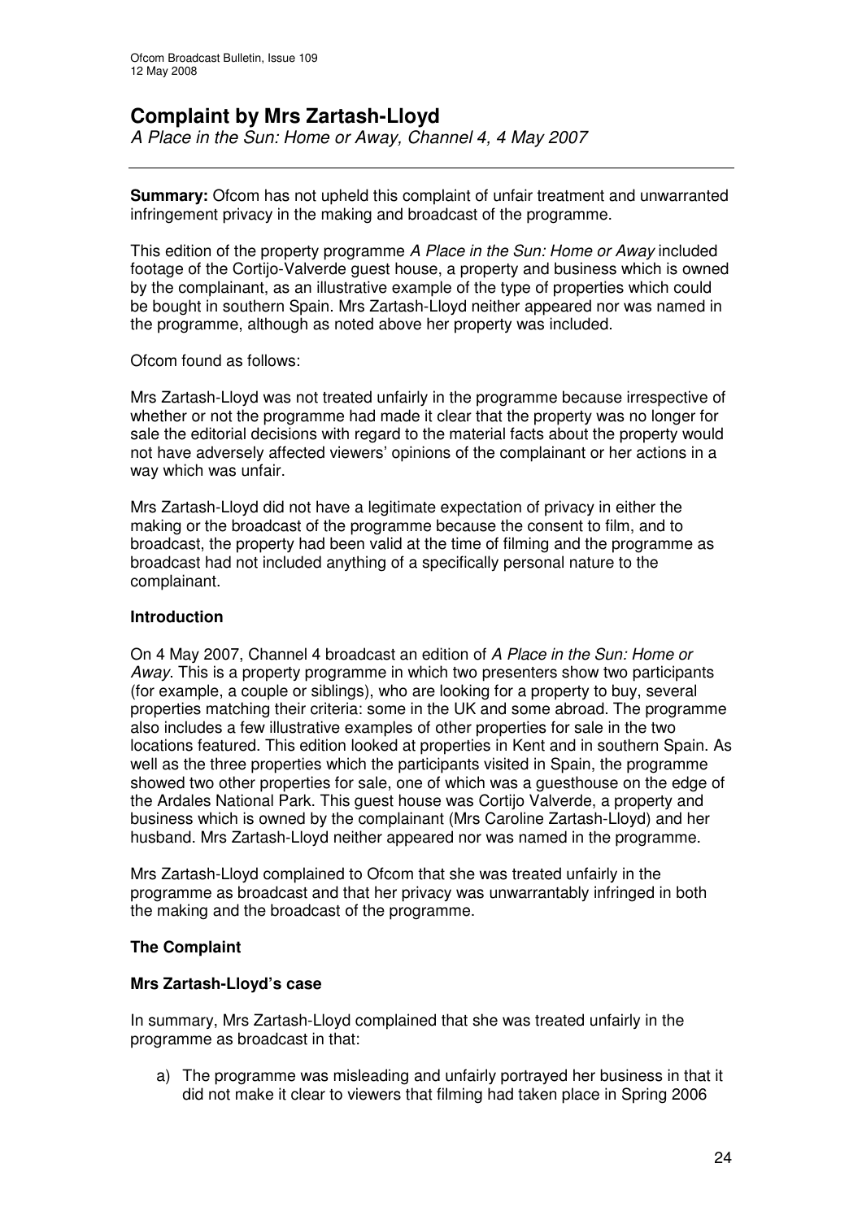# Complaint by Mrs Zartash-Lloyd

*A Place in the Sun: Home or Away, Channel 4, 4 May 2007*

**Summary:** Ofcom has not upheld this complaint of unfair treatment and unwarranted infringement privacy in the making and broadcast of the programme.

This edition of the property programme *A Place in the Sun: Home or Away* included footage of the Cortijo-Valverde guest house, a property and business which is owned by the complainant, as an illustrative example of the type of properties which could be bought in southern Spain. Mrs Zartash-Lloyd neither appeared nor was named in the programme, although as noted above her property was included.

Ofcom found as follows:

Mrs Zartash-Lloyd was not treated unfairly in the programme because irrespective of whether or not the programme had made it clear that the property was no longer for sale the editorial decisions with regard to the material facts about the property would not have adversely affected viewers' opinions of the complainant or her actions in a way which was unfair.

Mrs Zartash-Lloyd did not have a legitimate expectation of privacy in either the making or the broadcast of the programme because the consent to film, and to broadcast, the property had been valid at the time of filming and the programme as broadcast had not included anything of a specifically personal nature to the complainant.

## Introduction

On 4 May 2007, Channel 4 broadcast an edition of *A Place in the Sun: Home or Away*. This is a property programme in which two presenters show two participants (for example, a couple or siblings), who are looking for a property to buy, several properties matching their criteria: some in the UK and some abroad. The programme also includes a few illustrative examples of other properties for sale in the two locations featured. This edition looked at properties in Kent and in southern Spain. As well as the three properties which the participants visited in Spain, the programme showed two other properties for sale, one of which was a guesthouse on the edge of the Ardales National Park. This guest house was Cortijo Valverde, a property and business which is owned by the complainant (Mrs Caroline Zartash-Lloyd) and her husband. Mrs Zartash-Lloyd neither appeared nor was named in the programme.

Mrs Zartash-Lloyd complained to Ofcom that she was treated unfairly in the programme as broadcast and that her privacy was unwarrantably infringed in both the making and the broadcast of the programme.

## The Complaint

### Mrs Zartash-Lloyd's case

In summary, Mrs Zartash-Lloyd complained that she was treated unfairly in the programme as broadcast in that:

a) The programme was misleading and unfairly portrayed her business in that it did not make it clear to viewers that filming had taken place in Spring 2006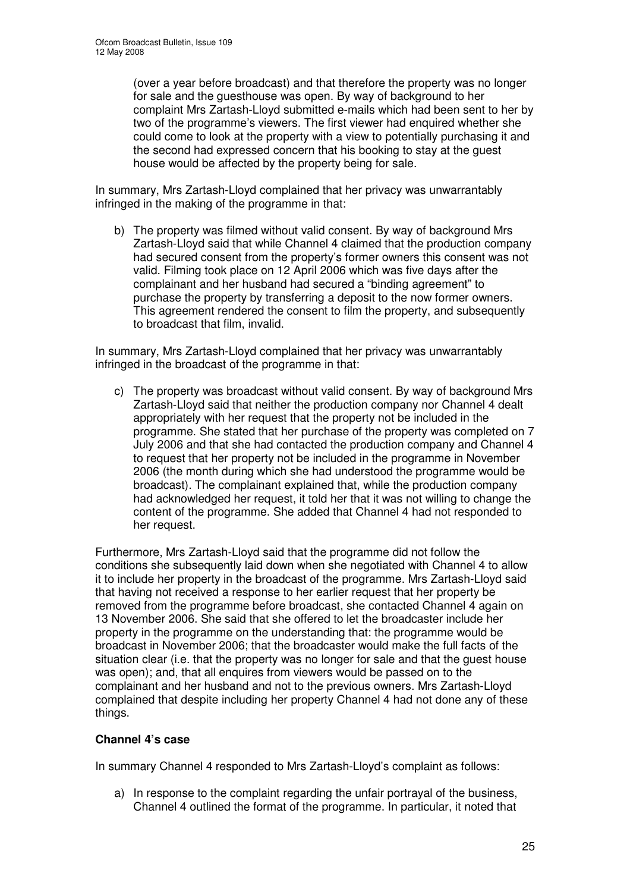(over a year before broadcast) and that therefore the property was no longer for sale and the guesthouse was open. By way of background to her complaint Mrs Zartash-Lloyd submitted e-mails which had been sent to her by two of the programme's viewers. The first viewer had enquired whether she could come to look at the property with a view to potentially purchasing it and the second had expressed concern that his booking to stay at the guest house would be affected by the property being for sale.

In summary, Mrs Zartash-Lloyd complained that her privacy was unwarrantably infringed in the making of the programme in that:

b) The property was filmed without valid consent. By way of background Mrs Zartash-Lloyd said that while Channel 4 claimed that the production company had secured consent from the property's former owners this consent was not valid. Filming took place on 12 April 2006 which was five days after the complainant and her husband had secured a "binding agreement" to purchase the property by transferring a deposit to the now former owners. This agreement rendered the consent to film the property, and subsequently to broadcast that film, invalid.

In summary, Mrs Zartash-Lloyd complained that her privacy was unwarrantably infringed in the broadcast of the programme in that:

c) The property was broadcast without valid consent. By way of background Mrs Zartash-Lloyd said that neither the production company nor Channel 4 dealt appropriately with her request that the property not be included in the programme. She stated that her purchase of the property was completed on 7 July 2006 and that she had contacted the production company and Channel 4 to request that her property not be included in the programme in November 2006 (the month during which she had understood the programme would be broadcast). The complainant explained that, while the production company had acknowledged her request, it told her that it was not willing to change the content of the programme. She added that Channel 4 had not responded to her request.

Furthermore, Mrs Zartash-Lloyd said that the programme did not follow the conditions she subsequently laid down when she negotiated with Channel 4 to allow it to include her property in the broadcast of the programme. Mrs Zartash-Lloyd said that having not received a response to her earlier request that her property be removed from the programme before broadcast, she contacted Channel 4 again on 13 November 2006. She said that she offered to let the broadcaster include her property in the programme on the understanding that: the programme would be broadcast in November 2006; that the broadcaster would make the full facts of the situation clear (i.e. that the property was no longer for sale and that the guest house was open); and, that all enquires from viewers would be passed on to the complainant and her husband and not to the previous owners. Mrs Zartash-Lloyd complained that despite including her property Channel 4 had not done any of these things.

**Channel 4's case**

In summary Channel 4 responded to Mrs Zartash-Lloyd's complaint as follows:

a) In response to the complaint regarding the unfair portrayal of the business, Channel 4 outlined the format of the programme. In particular, it noted that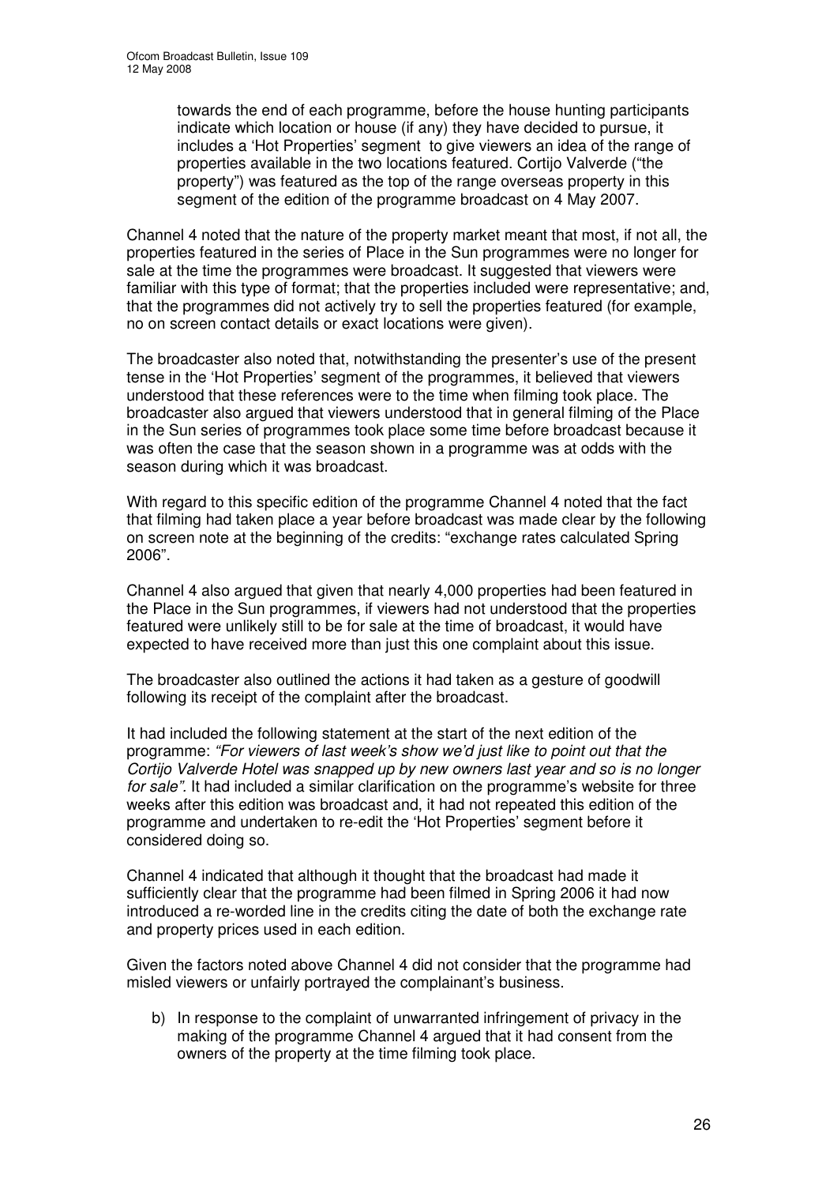towards the end of each programme, before the house hunting participants indicate which location or house (if any) they have decided to pursue, it includes a 'Hot Properties' segment to give viewers an idea of the range of properties available in the two locations featured. Cortijo Valverde ("the property") was featured as the top of the range overseas property in this segment of the edition of the programme broadcast on 4 May 2007.

Channel 4 noted that the nature of the property market meant that most, if not all, the properties featured in the series of Place in the Sun programmes were no longer for sale at the time the programmes were broadcast. It suggested that viewers were familiar with this type of format; that the properties included were representative; and, that the programmes did not actively try to sell the properties featured (for example, no on screen contact details or exact locations were given).

The broadcaster also noted that, notwithstanding the presenter's use of the present tense in the 'Hot Properties' segment of the programmes, it believed that viewers understood that these references were to the time when filming took place. The broadcaster also argued that viewers understood that in general filming of the Place in the Sun series of programmes took place some time before broadcast because it was often the case that the season shown in a programme was at odds with the season during which it was broadcast.

With regard to this specific edition of the programme Channel 4 noted that the fact that filming had taken place a year before broadcast was made clear by the following on screen note at the beginning of the credits: "exchange rates calculated Spring 2006".

Channel 4 also argued that given that nearly 4,000 properties had been featured in the Place in the Sun programmes, if viewers had not understood that the properties featured were unlikely still to be for sale at the time of broadcast, it would have expected to have received more than just this one complaint about this issue.

The broadcaster also outlined the actions it had taken as a gesture of goodwill following its receipt of the complaint after the broadcast.

It had included the following statement at the start of the next edition of the programme: *"For viewers of last week's show we'd just like to point out that the Cortijo Valverde Hotel was snapped up by new owners last year and so is no longer for sale".* It had included a similar clarification on the programme's website for three weeks after this edition was broadcast and, it had not repeated this edition of the programme and undertaken to re-edit the 'Hot Properties' segment before it considered doing so.

Channel 4 indicated that although it thought that the broadcast had made it sufficiently clear that the programme had been filmed in Spring 2006 it had now introduced a re-worded line in the credits citing the date of both the exchange rate and property prices used in each edition.

Given the factors noted above Channel 4 did not consider that the programme had misled viewers or unfairly portrayed the complainant's business.

b) In response to the complaint of unwarranted infringement of privacy in the making of the programme Channel 4 argued that it had consent from the owners of the property at the time filming took place.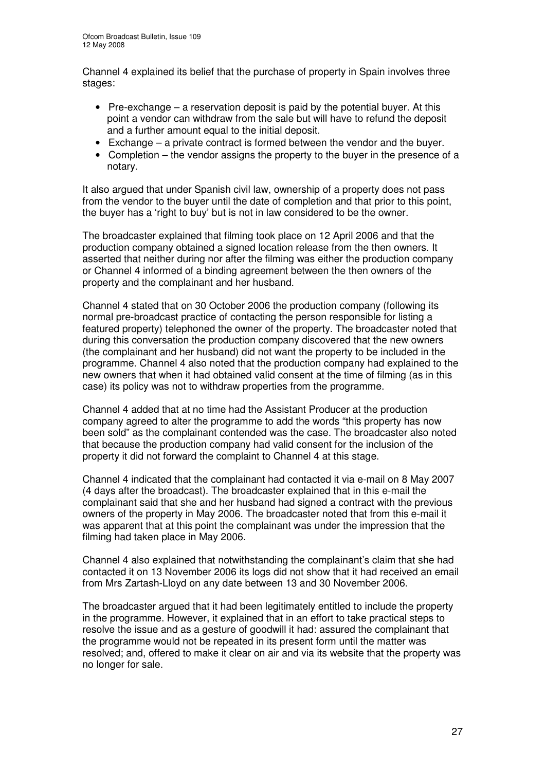Channel 4 explained its belief that the purchase of property in Spain involves three stages:

- Pre-exchange – a reservation deposit is paid by the potential buyer. At this point a vendor can withdraw from the sale but will have to refund the deposit and a further amount equal to the initial deposit.
- Exchange – a private contract is formed between the vendor and the buyer.
- Completion – the vendor assigns the property to the buyer in the presence of a notary.

It also argued that under Spanish civil law, ownership of a property does not pass from the vendor to the buyer until the date of completion and that prior to this point, the buyer has a 'right to buy' but is not in law considered to be the owner.

The broadcaster explained that filming took place on 12 April 2006 and that the production company obtained a signed location release from the then owners. It asserted that neither during nor after the filming was either the production company or Channel 4 informed of a binding agreement between the then owners of the property and the complainant and her husband.

Channel 4 stated that on 30 October 2006 the production company (following its normal pre-broadcast practice of contacting the person responsible for listing a featured property) telephoned the owner of the property. The broadcaster noted that during this conversation the production company discovered that the new owners (the complainant and her husband) did not want the property to be included in the programme. Channel 4 also noted that the production company had explained to the new owners that when it had obtained valid consent at the time of filming (as in this case) its policy was not to withdraw properties from the programme.

Channel 4 added that at no time had the Assistant Producer at the production company agreed to alter the programme to add the words "this property has now been sold" as the complainant contended was the case. The broadcaster also noted that because the production company had valid consent for the inclusion of the property it did not forward the complaint to Channel 4 at this stage.

Channel 4 indicated that the complainant had contacted it via e-mail on 8 May 2007 (4 days after the broadcast). The broadcaster explained that in this e-mail the complainant said that she and her husband had signed a contract with the previous owners of the property in May 2006. The broadcaster noted that from this e-mail it was apparent that at this point the complainant was under the impression that the filming had taken place in May 2006.

Channel 4 also explained that notwithstanding the complainant's claim that she had contacted it on 13 November 2006 its logs did not show that it had received an email from Mrs Zartash-Lloyd on any date between 13 and 30 November 2006.

The broadcaster argued that it had been legitimately entitled to include the property in the programme. However, it explained that in an effort to take practical steps to resolve the issue and as a gesture of goodwill it had: assured the complainant that the programme would not be repeated in its present form until the matter was resolved; and, offered to make it clear on air and via its website that the property was no longer for sale.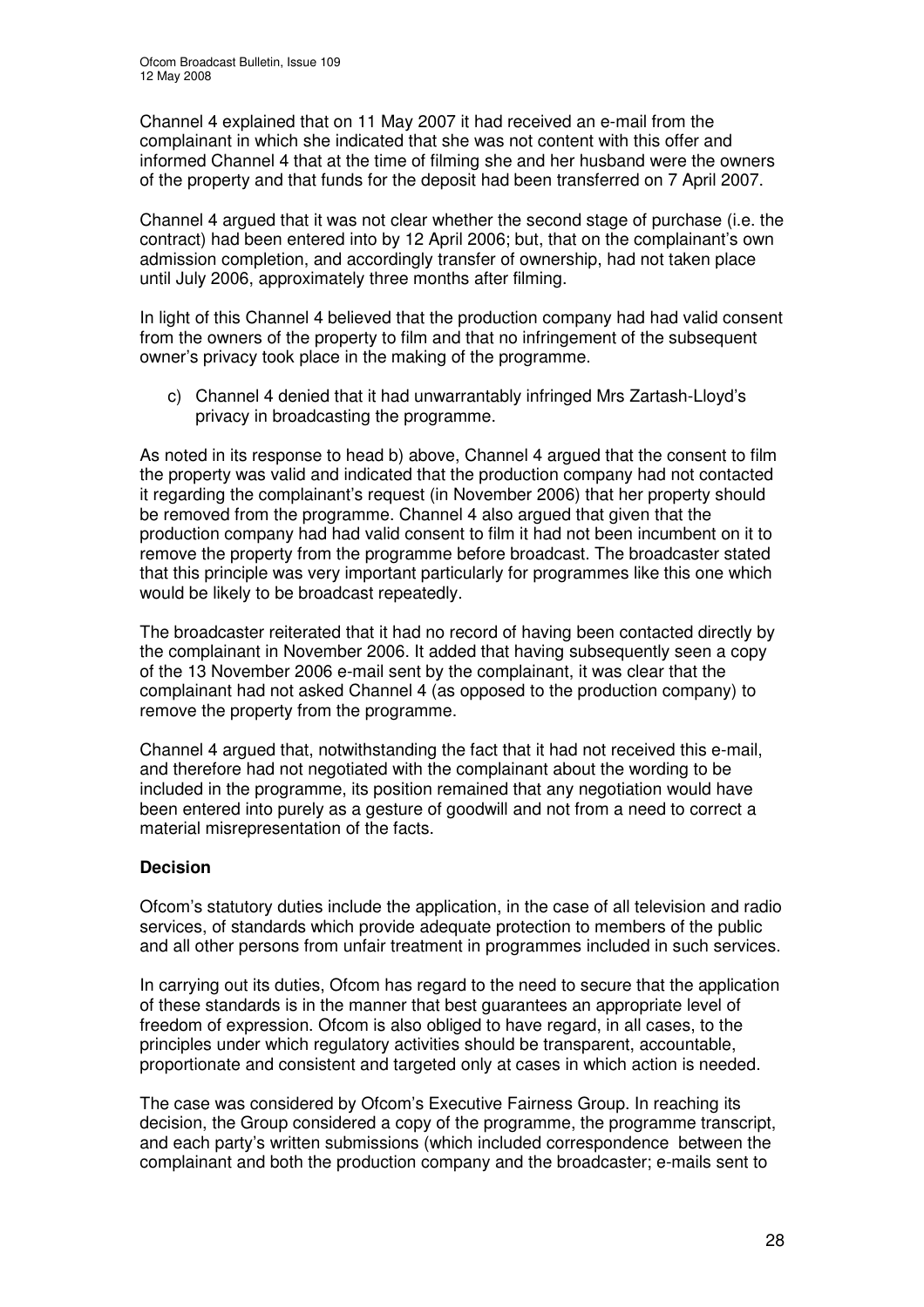Channel 4 explained that on 11 May 2007 it had received an e-mail from the complainant in which she indicated that she was not content with this offer and informed Channel 4 that at the time of filming she and her husband were the owners of the property and that funds for the deposit had been transferred on 7 April 2007.

Channel 4 argued that it was not clear whether the second stage of purchase (i.e. the contract) had been entered into by 12 April 2006; but, that on the complainant's own admission completion, and accordingly transfer of ownership, had not taken place until July 2006, approximately three months after filming.

In light of this Channel 4 believed that the production company had had valid consent from the owners of the property to film and that no infringement of the subsequent owner's privacy took place in the making of the programme.

c) Channel 4 denied that it had unwarrantably infringed Mrs Zartash-Lloyd's privacy in broadcasting the programme.

As noted in its response to head b) above, Channel 4 argued that the consent to film the property was valid and indicated that the production company had not contacted it regarding the complainant's request (in November 2006) that her property should be removed from the programme. Channel 4 also argued that given that the production company had had valid consent to film it had not been incumbent on it to remove the property from the programme before broadcast. The broadcaster stated that this principle was very important particularly for programmes like this one which would be likely to be broadcast repeatedly.

The broadcaster reiterated that it had no record of having been contacted directly by the complainant in November 2006. It added that having subsequently seen a copy of the 13 November 2006 e-mail sent by the complainant, it was clear that the complainant had not asked Channel 4 (as opposed to the production company) to remove the property from the programme.

Channel 4 argued that, notwithstanding the fact that it had not received this e-mail, and therefore had not negotiated with the complainant about the wording to be included in the programme, its position remained that any negotiation would have been entered into purely as a gesture of goodwill and not from a need to correct a material misrepresentation of the facts.

**Decision**

Ofcom's statutory duties include the application, in the case of all television and radio services, of standards which provide adequate protection to members of the public and all other persons from unfair treatment in programmes included in such services.

In carrying out its duties, Ofcom has regard to the need to secure that the application of these standards is in the manner that best guarantees an appropriate level of freedom of expression. Ofcom is also obliged to have regard, in all cases, to the principles under which regulatory activities should be transparent, accountable, proportionate and consistent and targeted only at cases in which action is needed.

The case was considered by Ofcom's Executive Fairness Group. In reaching its decision, the Group considered a copy of the programme, the programme transcript, and each party's written submissions (which included correspondence between the complainant and both the production company and the broadcaster; e-mails sent to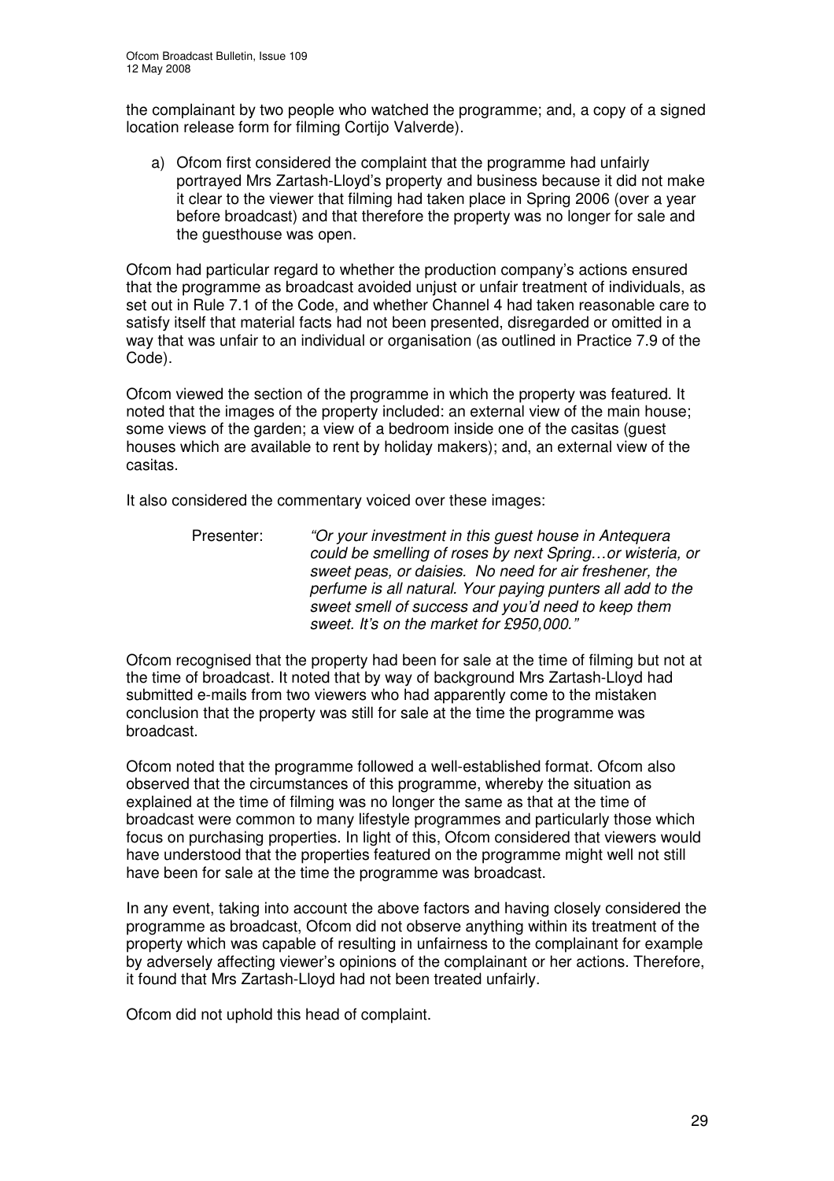the complainant by two people who watched the programme; and, a copy of a signed location release form for filming Cortijo Valverde).

a) Ofcom first considered the complaint that the programme had unfairly portrayed Mrs Zartash-Lloyd's property and business because it did not make it clear to the viewer that filming had taken place in Spring 2006 (over a year before broadcast) and that therefore the property was no longer for sale and the guesthouse was open.

Ofcom had particular regard to whether the production company's actions ensured that the programme as broadcast avoided unjust or unfair treatment of individuals, as set out in Rule 7.1 of the Code, and whether Channel 4 had taken reasonable care to satisfy itself that material facts had not been presented, disregarded or omitted in a way that was unfair to an individual or organisation (as outlined in Practice 7.9 of the Code).

Ofcom viewed the section of the programme in which the property was featured. It noted that the images of the property included: an external view of the main house; some views of the garden; a view of a bedroom inside one of the casitas (guest houses which are available to rent by holiday makers); and, an external view of the casitas.

It also considered the commentary voiced over these images:

> Presenter: *"Or your investment in this guest house in Antequera could be smelling of roses by next Spring…or wisteria, or sweet peas, or daisies. No need for air freshener, the perfume is all natural. Your paying punters all add to the sweet smell of success and you'd need to keep them sweet. It's on the market for £950,000."*

Ofcom recognised that the property had been for sale at the time of filming but not at the time of broadcast. It noted that by way of background Mrs Zartash-Lloyd had submitted e-mails from two viewers who had apparently come to the mistaken conclusion that the property was still for sale at the time the programme was broadcast.

Ofcom noted that the programme followed a well-established format. Ofcom also observed that the circumstances of this programme, whereby the situation as explained at the time of filming was no longer the same as that at the time of broadcast were common to many lifestyle programmes and particularly those which focus on purchasing properties. In light of this, Ofcom considered that viewers would have understood that the properties featured on the programme might well not still have been for sale at the time the programme was broadcast.

In any event, taking into account the above factors and having closely considered the programme as broadcast, Ofcom did not observe anything within its treatment of the property which was capable of resulting in unfairness to the complainant for example by adversely affecting viewer's opinions of the complainant or her actions. Therefore, it found that Mrs Zartash-Lloyd had not been treated unfairly.

Ofcom did not uphold this head of complaint.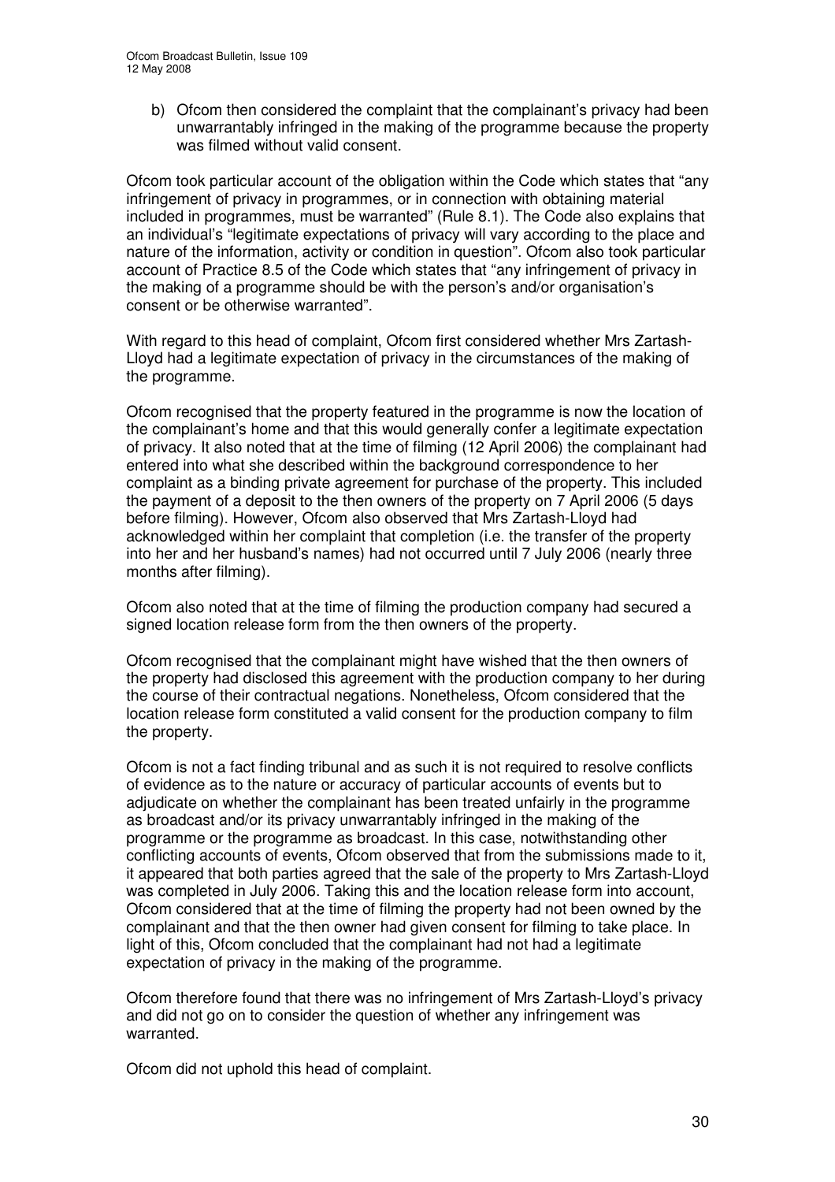b) Ofcom then considered the complaint that the complainant's privacy had been unwarrantably infringed in the making of the programme because the property was filmed without valid consent.

Ofcom took particular account of the obligation within the Code which states that "any infringement of privacy in programmes, or in connection with obtaining material included in programmes, must be warranted" (Rule 8.1). The Code also explains that an individual's "legitimate expectations of privacy will vary according to the place and nature of the information, activity or condition in question". Ofcom also took particular account of Practice 8.5 of the Code which states that "any infringement of privacy in the making of a programme should be with the person's and/or organisation's consent or be otherwise warranted".

With regard to this head of complaint, Ofcom first considered whether Mrs Zartash-Lloyd had a legitimate expectation of privacy in the circumstances of the making of the programme.

Ofcom recognised that the property featured in the programme is now the location of the complainant's home and that this would generally confer a legitimate expectation of privacy. It also noted that at the time of filming (12 April 2006) the complainant had entered into what she described within the background correspondence to her complaint as a binding private agreement for purchase of the property. This included the payment of a deposit to the then owners of the property on 7 April 2006 (5 days before filming). However, Ofcom also observed that Mrs Zartash-Lloyd had acknowledged within her complaint that completion (i.e. the transfer of the property into her and her husband's names) had not occurred until 7 July 2006 (nearly three months after filming).

Ofcom also noted that at the time of filming the production company had secured a signed location release form from the then owners of the property.

Ofcom recognised that the complainant might have wished that the then owners of the property had disclosed this agreement with the production company to her during the course of their contractual negations. Nonetheless, Ofcom considered that the location release form constituted a valid consent for the production company to film the property.

Ofcom is not a fact finding tribunal and as such it is not required to resolve conflicts of evidence as to the nature or accuracy of particular accounts of events but to adjudicate on whether the complainant has been treated unfairly in the programme as broadcast and/or its privacy unwarrantably infringed in the making of the programme or the programme as broadcast. In this case, notwithstanding other conflicting accounts of events, Ofcom observed that from the submissions made to it, it appeared that both parties agreed that the sale of the property to Mrs Zartash-Lloyd was completed in July 2006. Taking this and the location release form into account, Ofcom considered that at the time of filming the property had not been owned by the complainant and that the then owner had given consent for filming to take place. In light of this, Ofcom concluded that the complainant had not had a legitimate expectation of privacy in the making of the programme.

Ofcom therefore found that there was no infringement of Mrs Zartash-Lloyd's privacy and did not go on to consider the question of whether any infringement was warranted.

Ofcom did not uphold this head of complaint.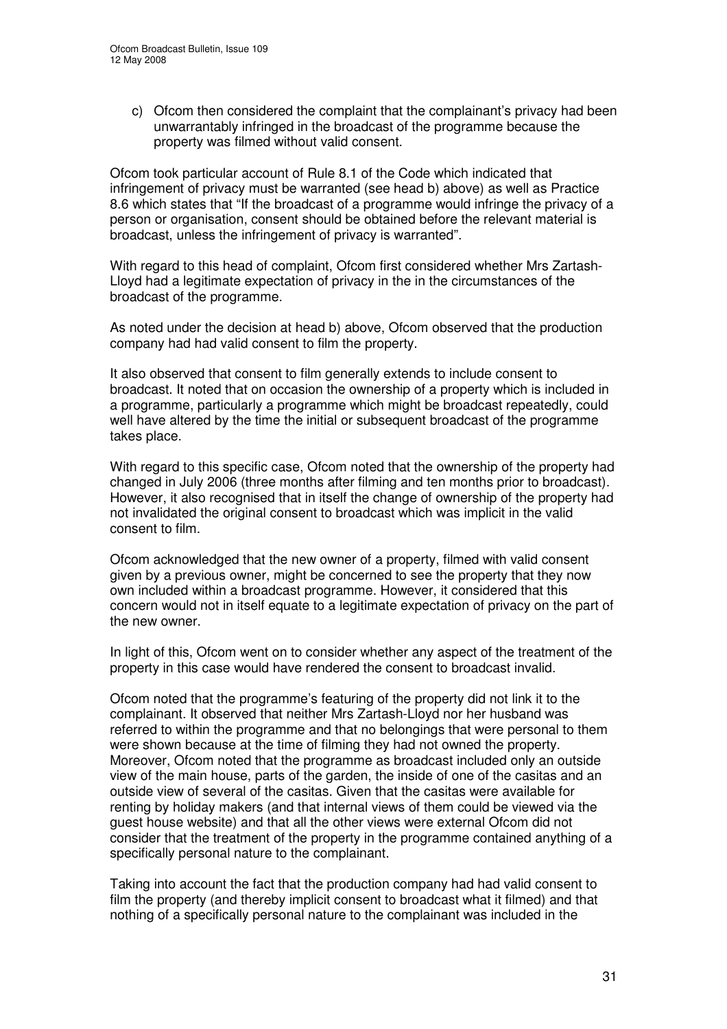c) Ofcom then considered the complaint that the complainant's privacy had been unwarrantably infringed in the broadcast of the programme because the property was filmed without valid consent.

Ofcom took particular account of Rule 8.1 of the Code which indicated that infringement of privacy must be warranted (see head b) above) as well as Practice 8.6 which states that "If the broadcast of a programme would infringe the privacy of a person or organisation, consent should be obtained before the relevant material is broadcast, unless the infringement of privacy is warranted".

With regard to this head of complaint, Ofcom first considered whether Mrs Zartash-Lloyd had a legitimate expectation of privacy in the in the circumstances of the broadcast of the programme.

As noted under the decision at head b) above, Ofcom observed that the production company had had valid consent to film the property.

It also observed that consent to film generally extends to include consent to broadcast. It noted that on occasion the ownership of a property which is included in a programme, particularly a programme which might be broadcast repeatedly, could well have altered by the time the initial or subsequent broadcast of the programme takes place.

With regard to this specific case, Ofcom noted that the ownership of the property had changed in July 2006 (three months after filming and ten months prior to broadcast). However, it also recognised that in itself the change of ownership of the property had not invalidated the original consent to broadcast which was implicit in the valid consent to film.

Ofcom acknowledged that the new owner of a property, filmed with valid consent given by a previous owner, might be concerned to see the property that they now own included within a broadcast programme. However, it considered that this concern would not in itself equate to a legitimate expectation of privacy on the part of the new owner.

In light of this, Ofcom went on to consider whether any aspect of the treatment of the property in this case would have rendered the consent to broadcast invalid.

Ofcom noted that the programme's featuring of the property did not link it to the complainant. It observed that neither Mrs Zartash-Lloyd nor her husband was referred to within the programme and that no belongings that were personal to them were shown because at the time of filming they had not owned the property. Moreover, Ofcom noted that the programme as broadcast included only an outside view of the main house, parts of the garden, the inside of one of the casitas and an outside view of several of the casitas. Given that the casitas were available for renting by holiday makers (and that internal views of them could be viewed via the guest house website) and that all the other views were external Ofcom did not consider that the treatment of the property in the programme contained anything of a specifically personal nature to the complainant.

Taking into account the fact that the production company had had valid consent to film the property (and thereby implicit consent to broadcast what it filmed) and that nothing of a specifically personal nature to the complainant was included in the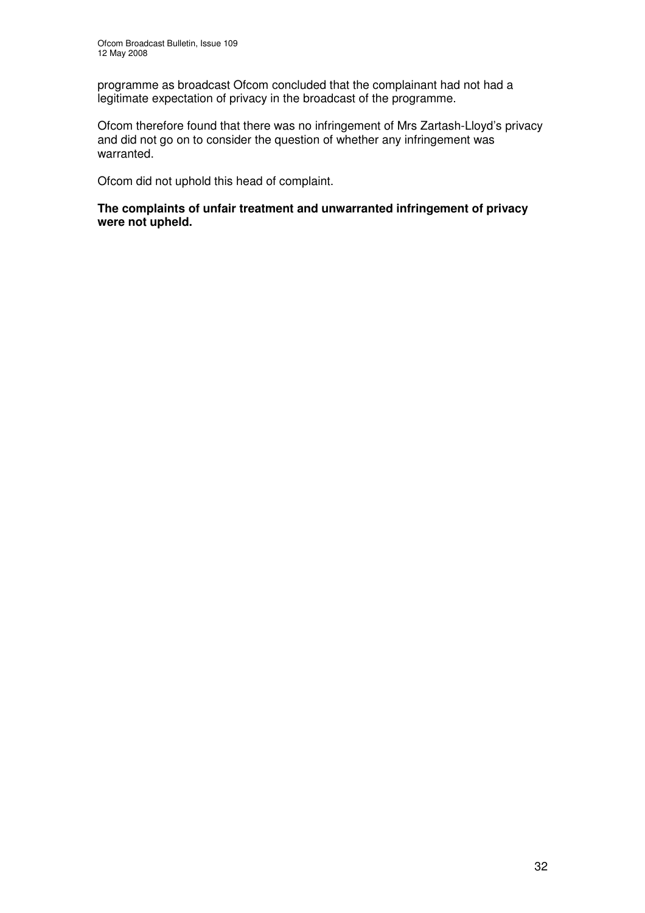programme as broadcast Ofcom concluded that the complainant had not had a legitimate expectation of privacy in the broadcast of the programme.

Ofcom therefore found that there was no infringement of Mrs Zartash-Lloyd's privacy and did not go on to consider the question of whether any infringement was warranted.

Ofcom did not uphold this head of complaint.

**The complaints of unfair treatment and unwarranted infringement of privacy were not upheld.**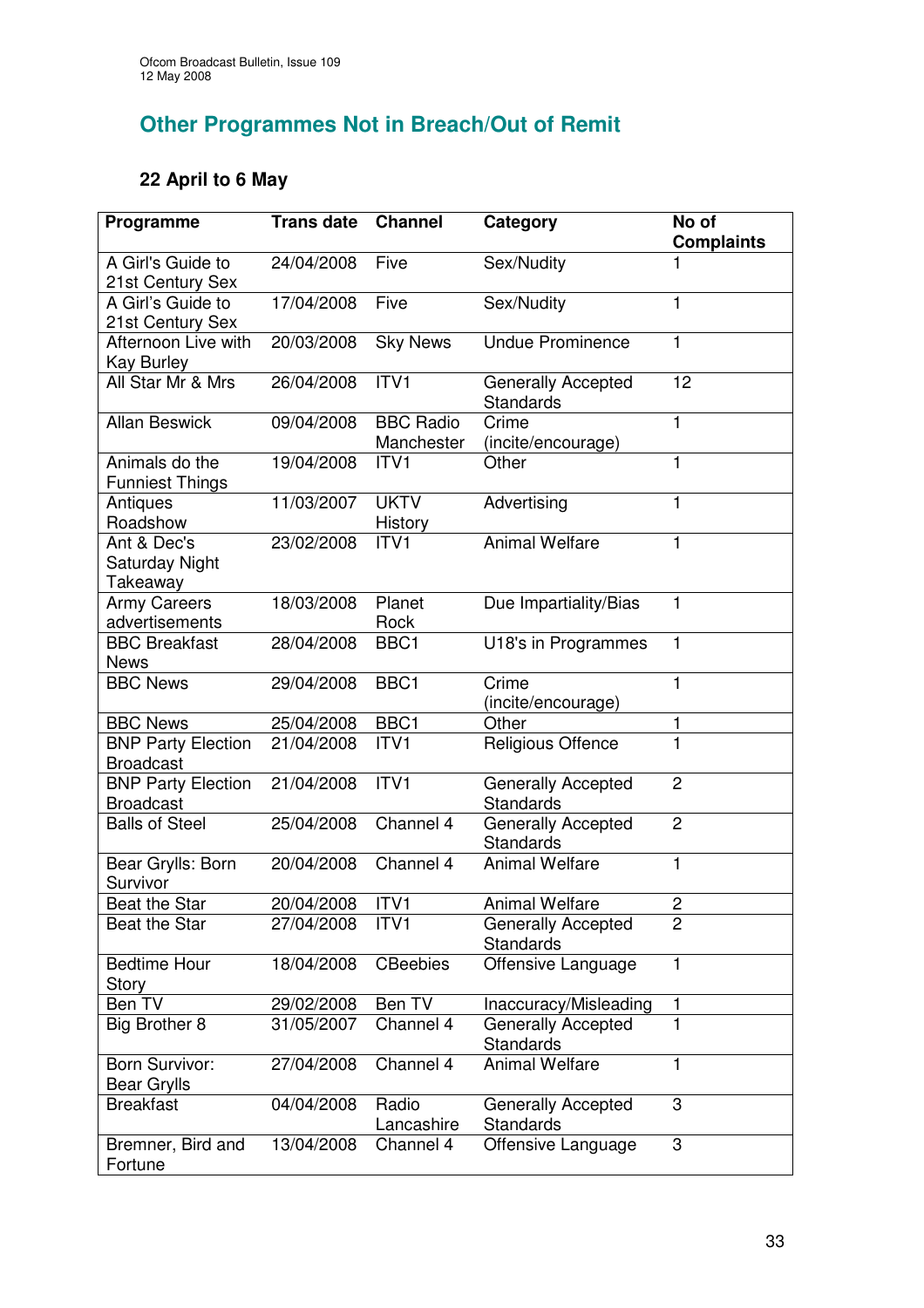## Other Programmes Not in Breach/Out of Remit

### 22 April to 6 May

| Programme | Trans date | Channel | Category | No of Complaints |
|---|---|---|---|---|
| A Girl's Guide to 21st Century Sex | 24/04/2008 | Five | Sex/Nudity | 1 |
| A Girl's Guide to 21st Century Sex | 17/04/2008 | Five | Sex/Nudity | 1 |
| Afternoon Live with Kay Burley | 20/03/2008 | Sky News | Undue Prominence | 1 |
| All Star Mr & Mrs | 26/04/2008 | ITV1 | Generally Accepted Standards | 12 |
| Allan Beswick | 09/04/2008 | BBC Radio Manchester | Crime (incite/encourage) | 1 |
| Animals do the Funniest Things | 19/04/2008 | ITV1 | Other | 1 |
| Antiques Roadshow | 11/03/2007 | UKTV History | Advertising | 1 |
| Ant & Dec's Saturday Night Takeaway | 23/02/2008 | ITV1 | Animal Welfare | 1 |
| Army Careers advertisements | 18/03/2008 | Planet Rock | Due Impartiality/Bias | 1 |
| BBC Breakfast News | 28/04/2008 | BBC1 | U18's in Programmes | 1 |
| BBC News | 29/04/2008 | BBC1 | Crime (incite/encourage) | 1 |
| BBC News | 25/04/2008 | BBC1 | Other | 1 |
| BNP Party Election Broadcast | 21/04/2008 | ITV1 | Religious Offence | 1 |
| BNP Party Election Broadcast | 21/04/2008 | ITV1 | Generally Accepted Standards | 2 |
| Balls of Steel | 25/04/2008 | Channel 4 | Generally Accepted Standards | 2 |
| Bear Grylls: Born Survivor | 20/04/2008 | Channel 4 | Animal Welfare | 1 |
| Beat the Star | 20/04/2008 | ITV1 | Animal Welfare | 2 |
| Beat the Star | 27/04/2008 | ITV1 | Generally Accepted Standards | 2 |
| Bedtime Hour Story | 18/04/2008 | CBeebies | Offensive Language | 1 |
| Ben TV | 29/02/2008 | Ben TV | Inaccuracy/Misleading | 1 |
| Big Brother 8 | 31/05/2007 | Channel 4 | Generally Accepted Standards | 1 |
| Born Survivor: Bear Grylls | 27/04/2008 | Channel 4 | Animal Welfare | 1 |
| Breakfast | 04/04/2008 | Radio Lancashire | Generally Accepted Standards | 3 |
| Bremner, Bird and Fortune | 13/04/2008 | Channel 4 | Offensive Language | 3 |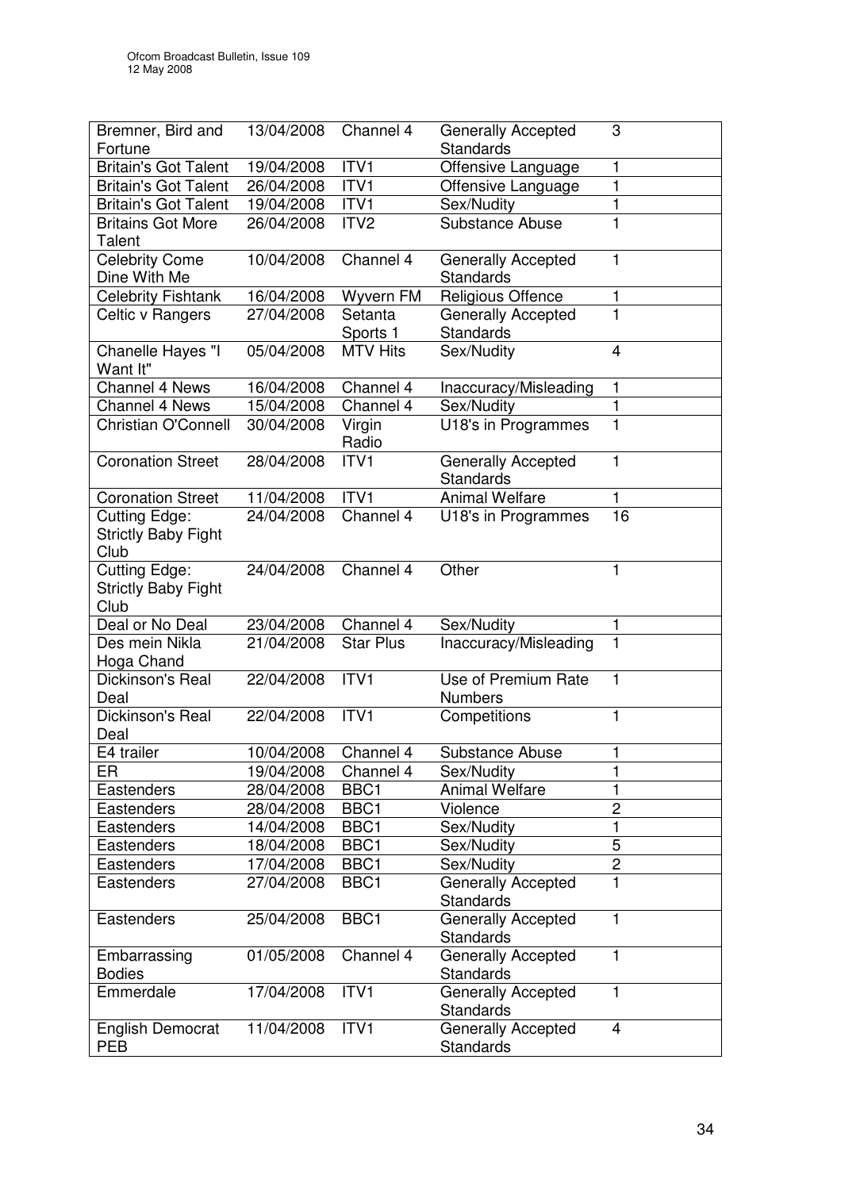| | | | | |
|---|---|---|---|---|
| Bremner, Bird and Fortune | 13/04/2008 | Channel 4 | Generally Accepted Standards | 3 |
| Britain's Got Talent | 19/04/2008 | ITV1 | Offensive Language | 1 |
| Britain's Got Talent | 26/04/2008 | ITV1 | Offensive Language | 1 |
| Britain's Got Talent | 19/04/2008 | ITV1 | Sex/Nudity | 1 |
| Britains Got More Talent | 26/04/2008 | ITV2 | Substance Abuse | 1 |
| Celebrity Come Dine With Me | 10/04/2008 | Channel 4 | Generally Accepted Standards | 1 |
| Celebrity Fishtank | 16/04/2008 | Wyvern FM | Religious Offence | 1 |
| Celtic v Rangers | 27/04/2008 | Setanta Sports 1 | Generally Accepted Standards | 1 |
| Chanelle Hayes "I Want It" | 05/04/2008 | MTV Hits | Sex/Nudity | 4 |
| Channel 4 News | 16/04/2008 | Channel 4 | Inaccuracy/Misleading | 1 |
| Channel 4 News | 15/04/2008 | Channel 4 | Sex/Nudity | 1 |
| Christian O'Connell | 30/04/2008 | Virgin Radio | U18's in Programmes | 1 |
| Coronation Street | 28/04/2008 | ITV1 | Generally Accepted Standards | 1 |
| Coronation Street | 11/04/2008 | ITV1 | Animal Welfare | 1 |
| Cutting Edge: Strictly Baby Fight Club | 24/04/2008 | Channel 4 | U18's in Programmes | 16 |
| Cutting Edge: Strictly Baby Fight Club | 24/04/2008 | Channel 4 | Other | 1 |
| Deal or No Deal | 23/04/2008 | Channel 4 | Sex/Nudity | 1 |
| Des mein Nikla Hoga Chand | 21/04/2008 | Star Plus | Inaccuracy/Misleading | 1 |
| Dickinson's Real Deal | 22/04/2008 | ITV1 | Use of Premium Rate Numbers | 1 |
| Dickinson's Real Deal | 22/04/2008 | ITV1 | Competitions | 1 |
| E4 trailer | 10/04/2008 | Channel 4 | Substance Abuse | 1 |
| ER | 19/04/2008 | Channel 4 | Sex/Nudity | 1 |
| Eastenders | 28/04/2008 | BBC1 | Animal Welfare | 1 |
| Eastenders | 28/04/2008 | BBC1 | Violence | 2 |
| Eastenders | 14/04/2008 | BBC1 | Sex/Nudity | 1 |
| Eastenders | 18/04/2008 | BBC1 | Sex/Nudity | 5 |
| Eastenders | 17/04/2008 | BBC1 | Sex/Nudity | 2 |
| Eastenders | 27/04/2008 | BBC1 | Generally Accepted Standards | 1 |
| Eastenders | 25/04/2008 | BBC1 | Generally Accepted Standards | 1 |
| Embarrassing Bodies | 01/05/2008 | Channel 4 | Generally Accepted Standards | 1 |
| Emmerdale | 17/04/2008 | ITV1 | Generally Accepted Standards | 1 |
| English Democrat PEB | 11/04/2008 | ITV1 | Generally Accepted Standards | 4 |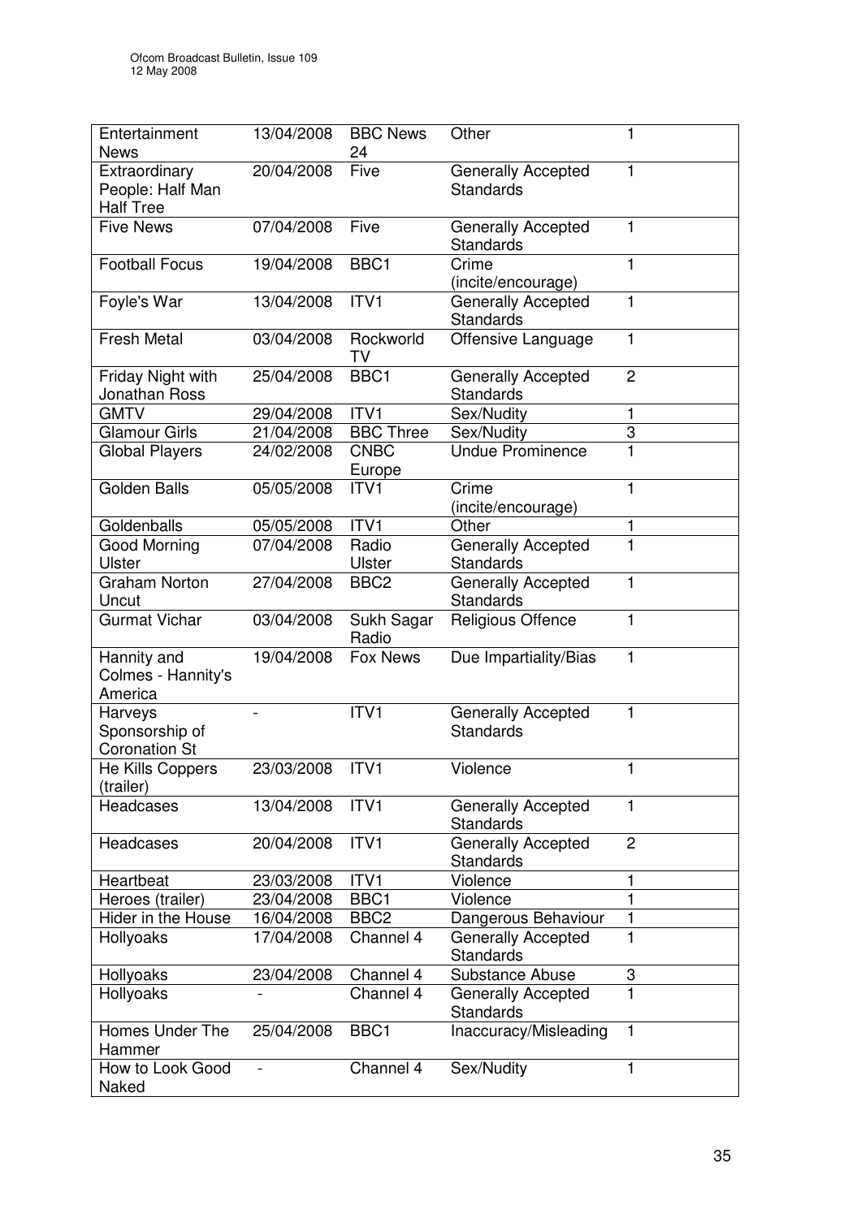| | | | | |
|---|---|---|---|---|
| Entertainment News | 13/04/2008 | BBC News 24 | Other | 1 |
| Extraordinary People: Half Man Half Tree | 20/04/2008 | Five | Generally Accepted Standards | 1 |
| Five News | 07/04/2008 | Five | Generally Accepted Standards | 1 |
| Football Focus | 19/04/2008 | BBC1 | Crime (incite/encourage) | 1 |
| Foyle's War | 13/04/2008 | ITV1 | Generally Accepted Standards | 1 |
| Fresh Metal | 03/04/2008 | Rockworld TV | Offensive Language | 1 |
| Friday Night with Jonathan Ross | 25/04/2008 | BBC1 | Generally Accepted Standards | 2 |
| GMTV | 29/04/2008 | ITV1 | Sex/Nudity | 1 |
| Glamour Girls | 21/04/2008 | BBC Three | Sex/Nudity | 3 |
| Global Players | 24/02/2008 | CNBC Europe | Undue Prominence | 1 |
| Golden Balls | 05/05/2008 | ITV1 | Crime (incite/encourage) | 1 |
| Goldenballs | 05/05/2008 | ITV1 | Other | 1 |
| Good Morning Ulster | 07/04/2008 | Radio Ulster | Generally Accepted Standards | 1 |
| Graham Norton Uncut | 27/04/2008 | BBC2 | Generally Accepted Standards | 1 |
| Gurmat Vichar | 03/04/2008 | Sukh Sagar Radio | Religious Offence | 1 |
| Hannity and Colmes - Hannity's America | 19/04/2008 | Fox News | Due Impartiality/Bias | 1 |
| Harveys Sponsorship of Coronation St | - | ITV1 | Generally Accepted Standards | 1 |
| He Kills Coppers (trailer) | 23/03/2008 | ITV1 | Violence | 1 |
| Headcases | 13/04/2008 | ITV1 | Generally Accepted Standards | 1 |
| Headcases | 20/04/2008 | ITV1 | Generally Accepted Standards | 2 |
| Heartbeat | 23/03/2008 | ITV1 | Violence | 1 |
| Heroes (trailer) | 23/04/2008 | BBC1 | Violence | 1 |
| Hider in the House | 16/04/2008 | BBC2 | Dangerous Behaviour | 1 |
| Hollyoaks | 17/04/2008 | Channel 4 | Generally Accepted Standards | 1 |
| Hollyoaks | 23/04/2008 | Channel 4 | Substance Abuse | 3 |
| Hollyoaks | - | Channel 4 | Generally Accepted Standards | 1 |
| Homes Under The Hammer | 25/04/2008 | BBC1 | Inaccuracy/Misleading | 1 |
| How to Look Good Naked | - | Channel 4 | Sex/Nudity | 1 |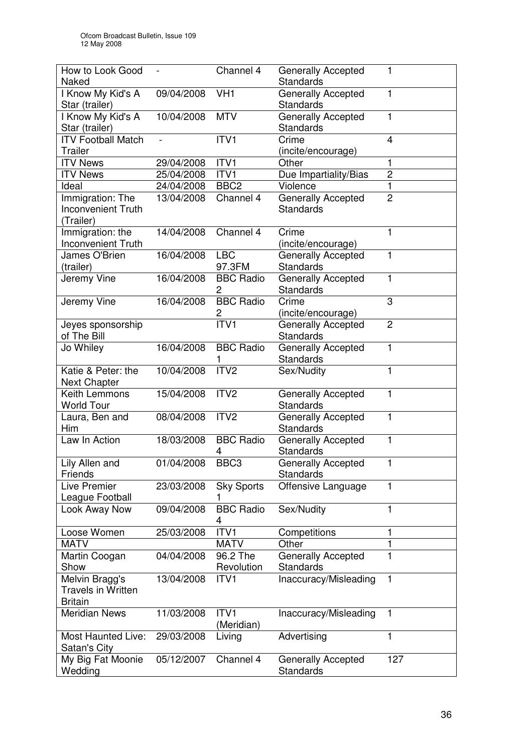| How to Look Good Naked | - | Channel 4 | Generally Accepted Standards | 1 |
|---|---|---|---|---|
| I Know My Kid's A Star (trailer) | 09/04/2008 | VH1 | Generally Accepted Standards | 1 |
| I Know My Kid's A Star (trailer) | 10/04/2008 | MTV | Generally Accepted Standards | 1 |
| ITV Football Match Trailer | - | ITV1 | Crime (incite/encourage) | 4 |
| ITV News | 29/04/2008 | ITV1 | Other | 1 |
| ITV News | 25/04/2008 | ITV1 | Due Impartiality/Bias | 2 |
| Ideal | 24/04/2008 | BBC2 | Violence | 1 |
| Immigration: The Inconvenient Truth (Trailer) | 13/04/2008 | Channel 4 | Generally Accepted Standards | 2 |
| Immigration: the Inconvenient Truth | 14/04/2008 | Channel 4 | Crime (incite/encourage) | 1 |
| James O'Brien (trailer) | 16/04/2008 | LBC 97.3FM | Generally Accepted Standards | 1 |
| Jeremy Vine | 16/04/2008 | BBC Radio 2 | Generally Accepted Standards | 1 |
| Jeremy Vine | 16/04/2008 | BBC Radio 2 | Crime (incite/encourage) | 3 |
| Jeyes sponsorship of The Bill | | ITV1 | Generally Accepted Standards | 2 |
| Jo Whiley | 16/04/2008 | BBC Radio 1 | Generally Accepted Standards | 1 |
| Katie & Peter: the Next Chapter | 10/04/2008 | ITV2 | Sex/Nudity | 1 |
| Keith Lemmons World Tour | 15/04/2008 | ITV2 | Generally Accepted Standards | 1 |
| Laura, Ben and Him | 08/04/2008 | ITV2 | Generally Accepted Standards | 1 |
| Law In Action | 18/03/2008 | BBC Radio 4 | Generally Accepted Standards | 1 |
| Lily Allen and Friends | 01/04/2008 | BBC3 | Generally Accepted Standards | 1 |
| Live Premier League Football | 23/03/2008 | Sky Sports 1 | Offensive Language | 1 |
| Look Away Now | 09/04/2008 | BBC Radio 4 | Sex/Nudity | 1 |
| Loose Women | 25/03/2008 | ITV1 | Competitions | 1 |
| MATV | | MATV | Other | 1 |
| Martin Coogan Show | 04/04/2008 | 96.2 The Revolution | Generally Accepted Standards | 1 |
| Melvin Bragg's Travels in Written Britain | 13/04/2008 | ITV1 | Inaccuracy/Misleading | 1 |
| Meridian News | 11/03/2008 | ITV1 (Meridian) | Inaccuracy/Misleading | 1 |
| Most Haunted Live: Satan's City | 29/03/2008 | Living | Advertising | 1 |
| My Big Fat Moonie Wedding | 05/12/2007 | Channel 4 | Generally Accepted Standards | 127 |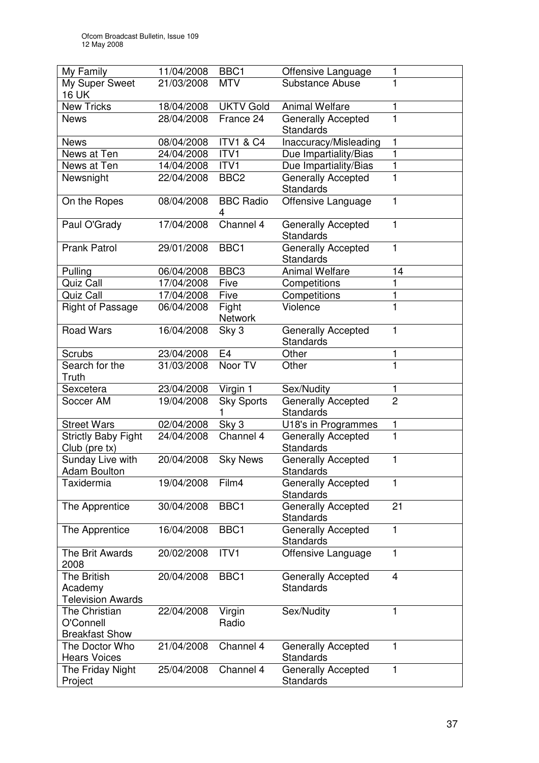| My Family | 11/04/2008 | BBC1 | Offensive Language | 1 |
|---|---|---|---|---|
| My Super Sweet 16 UK | 21/03/2008 | MTV | Substance Abuse | 1 |
| New Tricks | 18/04/2008 | UKTV Gold | Animal Welfare | 1 |
| News | 28/04/2008 | France 24 | Generally Accepted Standards | 1 |
| News | 08/04/2008 | ITV1 & C4 | Inaccuracy/Misleading | 1 |
| News at Ten | 24/04/2008 | ITV1 | Due Impartiality/Bias | 1 |
| News at Ten | 14/04/2008 | ITV1 | Due Impartiality/Bias | 1 |
| Newsnight | 22/04/2008 | BBC2 | Generally Accepted Standards | 1 |
| On the Ropes | 08/04/2008 | BBC Radio 4 | Offensive Language | 1 |
| Paul O'Grady | 17/04/2008 | Channel 4 | Generally Accepted Standards | 1 |
| Prank Patrol | 29/01/2008 | BBC1 | Generally Accepted Standards | 1 |
| Pulling | 06/04/2008 | BBC3 | Animal Welfare | 14 |
| Quiz Call | 17/04/2008 | Five | Competitions | 1 |
| Quiz Call | 17/04/2008 | Five | Competitions | 1 |
| Right of Passage | 06/04/2008 | Fight Network | Violence | 1 |
| Road Wars | 16/04/2008 | Sky 3 | Generally Accepted Standards | 1 |
| Scrubs | 23/04/2008 | E4 | Other | 1 |
| Search for the Truth | 31/03/2008 | Noor TV | Other | 1 |
| Sexcetera | 23/04/2008 | Virgin 1 | Sex/Nudity | 1 |
| Soccer AM | 19/04/2008 | Sky Sports 1 | Generally Accepted Standards | 2 |
| Street Wars | 02/04/2008 | Sky 3 | U18's in Programmes | 1 |
| Strictly Baby Fight Club (pre tx) | 24/04/2008 | Channel 4 | Generally Accepted Standards | 1 |
| Sunday Live with Adam Boulton | 20/04/2008 | Sky News | Generally Accepted Standards | 1 |
| Taxidermia | 19/04/2008 | Film4 | Generally Accepted Standards | 1 |
| The Apprentice | 30/04/2008 | BBC1 | Generally Accepted Standards | 21 |
| The Apprentice | 16/04/2008 | BBC1 | Generally Accepted Standards | 1 |
| The Brit Awards 2008 | 20/02/2008 | ITV1 | Offensive Language | 1 |
| The British Academy Television Awards | 20/04/2008 | BBC1 | Generally Accepted Standards | 4 |
| The Christian O'Connell Breakfast Show | 22/04/2008 | Virgin Radio | Sex/Nudity | 1 |
| The Doctor Who Hears Voices | 21/04/2008 | Channel 4 | Generally Accepted Standards | 1 |
| The Friday Night Project | 25/04/2008 | Channel 4 | Generally Accepted Standards | 1 |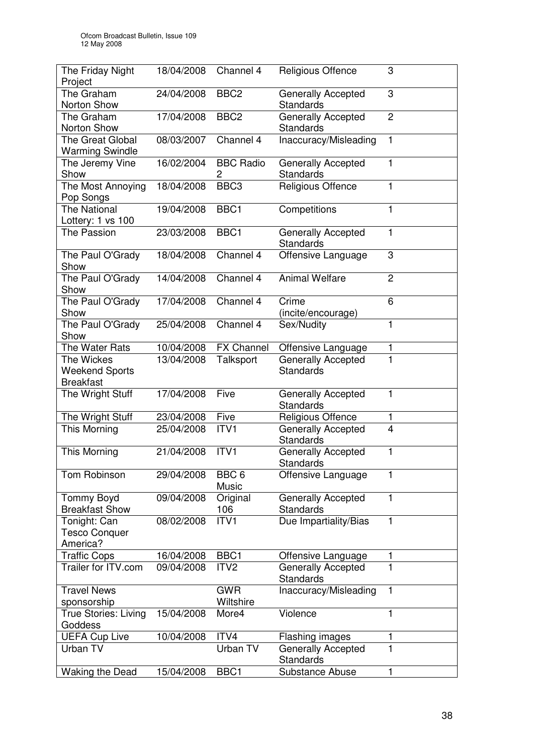| The Friday Night Project | 18/04/2008 | Channel 4 | Religious Offence | 3 |
|---|---|---|---|---|
| The Graham Norton Show | 24/04/2008 | BBC2 | Generally Accepted Standards | 3 |
| The Graham Norton Show | 17/04/2008 | BBC2 | Generally Accepted Standards | 2 |
| The Great Global Warming Swindle | 08/03/2007 | Channel 4 | Inaccuracy/Misleading | 1 |
| The Jeremy Vine Show | 16/02/2004 | BBC Radio 2 | Generally Accepted Standards | 1 |
| The Most Annoying Pop Songs | 18/04/2008 | BBC3 | Religious Offence | 1 |
| The National Lottery: 1 vs 100 | 19/04/2008 | BBC1 | Competitions | 1 |
| The Passion | 23/03/2008 | BBC1 | Generally Accepted Standards | 1 |
| The Paul O'Grady Show | 18/04/2008 | Channel 4 | Offensive Language | 3 |
| The Paul O'Grady Show | 14/04/2008 | Channel 4 | Animal Welfare | 2 |
| The Paul O'Grady Show | 17/04/2008 | Channel 4 | Crime (incite/encourage) | 6 |
| The Paul O'Grady Show | 25/04/2008 | Channel 4 | Sex/Nudity | 1 |
| The Water Rats | 10/04/2008 | FX Channel | Offensive Language | 1 |
| The Wickes Weekend Sports Breakfast | 13/04/2008 | Talksport | Generally Accepted Standards | 1 |
| The Wright Stuff | 17/04/2008 | Five | Generally Accepted Standards | 1 |
| The Wright Stuff | 23/04/2008 | Five | Religious Offence | 1 |
| This Morning | 25/04/2008 | ITV1 | Generally Accepted Standards | 4 |
| This Morning | 21/04/2008 | ITV1 | Generally Accepted Standards | 1 |
| Tom Robinson | 29/04/2008 | BBC 6 Music | Offensive Language | 1 |
| Tommy Boyd Breakfast Show | 09/04/2008 | Original 106 | Generally Accepted Standards | 1 |
| Tonight: Can Tesco Conquer America? | 08/02/2008 | ITV1 | Due Impartiality/Bias | 1 |
| Traffic Cops | 16/04/2008 | BBC1 | Offensive Language | 1 |
| Trailer for ITV.com | 09/04/2008 | ITV2 | Generally Accepted Standards | 1 |
| Travel News sponsorship | | GWR Wiltshire | Inaccuracy/Misleading | 1 |
| True Stories: Living Goddess | 15/04/2008 | More4 | Violence | 1 |
| UEFA Cup Live | 10/04/2008 | ITV4 | Flashing images | 1 |
| Urban TV | | Urban TV | Generally Accepted Standards | 1 |
| Waking the Dead | 15/04/2008 | BBC1 | Substance Abuse | 1 |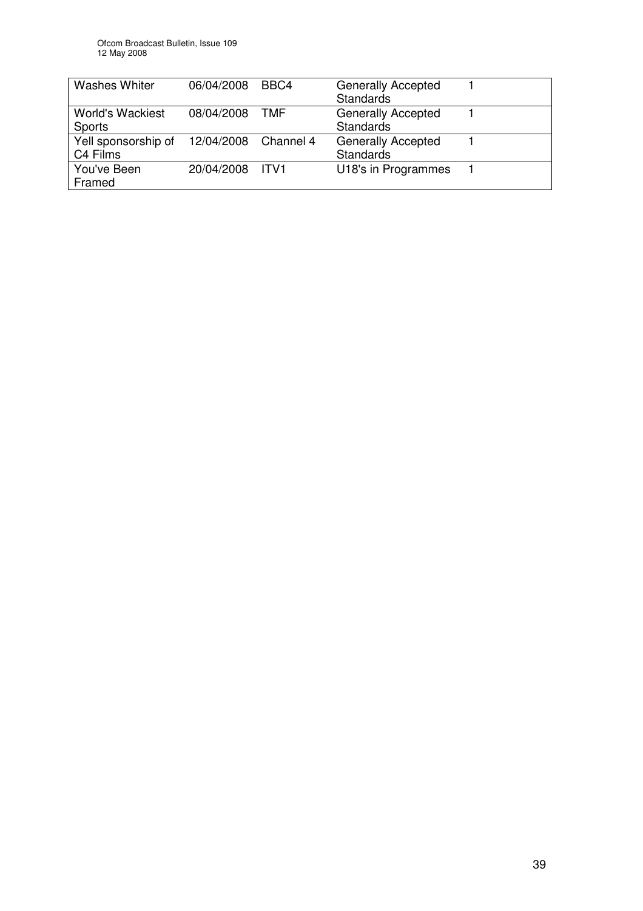| | | | | |
|---|---|---|---|---|
| Washes Whiter | 06/04/2008 | BBC4 | Generally Accepted Standards | 1 |
| World's Wackiest Sports | 08/04/2008 | TMF | Generally Accepted Standards | 1 |
| Yell sponsorship of C4 Films | 12/04/2008 | Channel 4 | Generally Accepted Standards | 1 |
| You've Been Framed | 20/04/2008 | ITV1 | U18's in Programmes | 1 |